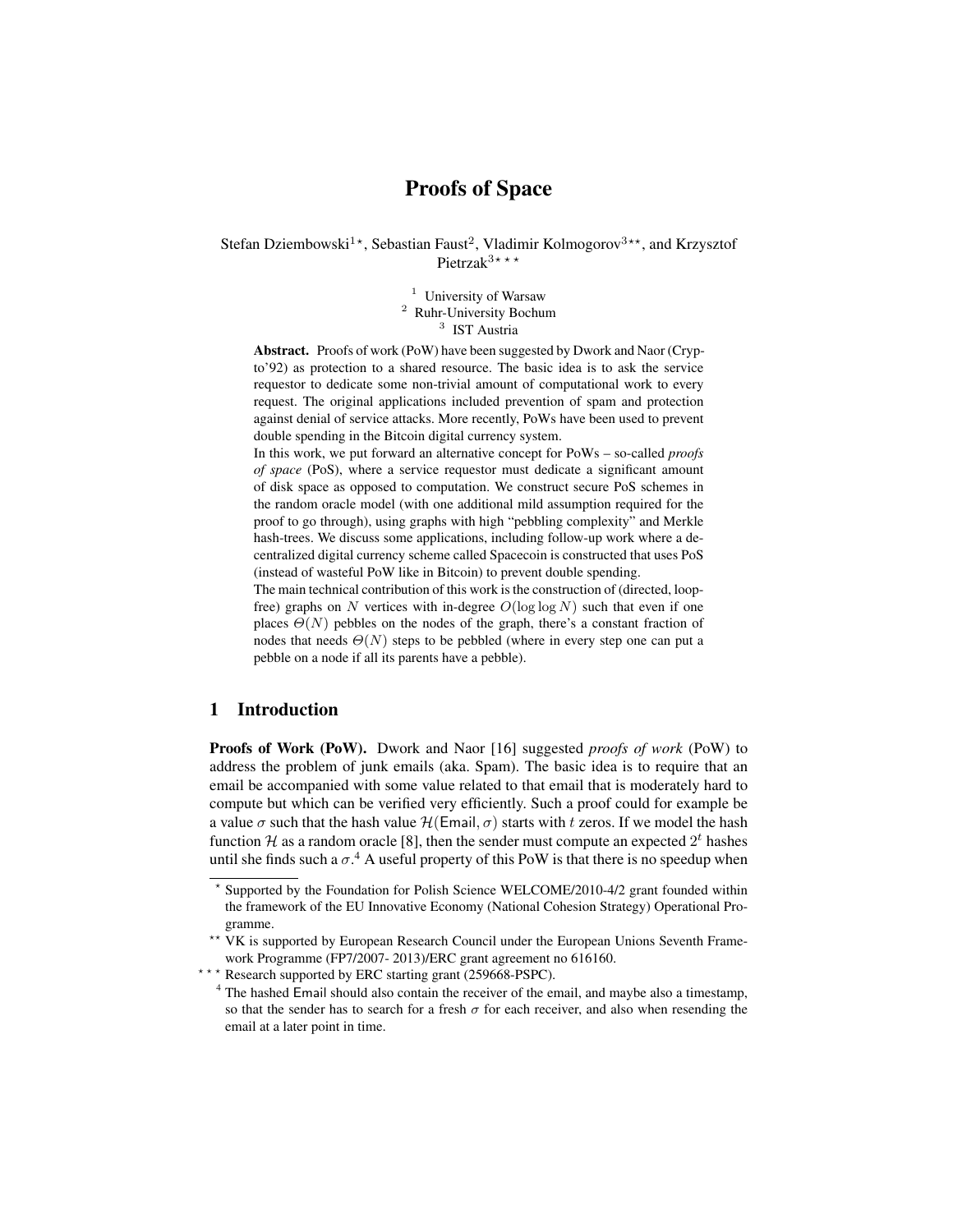# Proofs of Space

Stefan Dziembowski[1 ⋆], Sebastian Faust[2], Vladimir Kolmogorov[3 ⋆⋆], and Krzysztof Pietrzak[3 ⋆ ⋆ ⋆]

[1] University of Warsaw
[2] Ruhr-University Bochum
[3] IST Austria

**Abstract.** Proofs of work (PoW) have been suggested by Dwork and Naor (Crypto'92) as protection to a shared resource. The basic idea is to ask the service requestor to dedicate some non-trivial amount of computational work to every request. The original applications included prevention of spam and protection against denial of service attacks. More recently, PoWs have been used to prevent double spending in the Bitcoin digital currency system.

In this work, we put forward an alternative concept for PoWs – so-called *proofs of space* (PoS), where a service requestor must dedicate a significant amount of disk space as opposed to computation. We construct secure PoS schemes in the random oracle model (with one additional mild assumption required for the proof to go through), using graphs with high "pebbling complexity" and Merkle hash-trees. We discuss some applications, including follow-up work where a decentralized digital currency scheme called Spacecoin is constructed that uses PoS (instead of wasteful PoW like in Bitcoin) to prevent double spending.

The main technical contribution of this work is the construction of (directed, loop-free) graphs on $N$ vertices with in-degree $O(\log \log N)$ such that even if one places $\Theta(N)$ pebbles on the nodes of the graph, there's a constant fraction of nodes that needs $\Theta(N)$ steps to be pebbled (where in every step one can put a pebble on a node if all its parents have a pebble).

## 1 Introduction

**Proofs of Work (PoW).** Dwork and Naor [16] suggested *proofs of work* (PoW) to address the problem of junk emails (aka. Spam). The basic idea is to require that an email be accompanied with some value related to that email that is moderately hard to compute but which can be verified very efficiently. Such a proof could for example be a value $\sigma$ such that the hash value $\mathcal{H}(\mathsf{Email}, \sigma)$ starts with $t$ zeros. If we model the hash function $\mathcal{H}$ as a random oracle [8], then the sender must compute an expected $2^t$ hashes until she finds such a $\sigma$.[4] A useful property of this PoW is that there is no speedup when

---

⋆ Supported by the Foundation for Polish Science WELCOME/2010-4/2 grant founded within the framework of the EU Innovative Economy (National Cohesion Strategy) Operational Programme.

⋆⋆ VK is supported by European Research Council under the European Unions Seventh Framework Programme (FP7/2007- 2013)/ERC grant agreement no 616160.

⋆ ⋆ ⋆ Research supported by ERC starting grant (259668-PSPC).

[4] The hashed $\mathsf{Email}$ should also contain the receiver of the email, and maybe also a timestamp, so that the sender has to search for a fresh $\sigma$ for each receiver, and also when resending the email at a later point in time.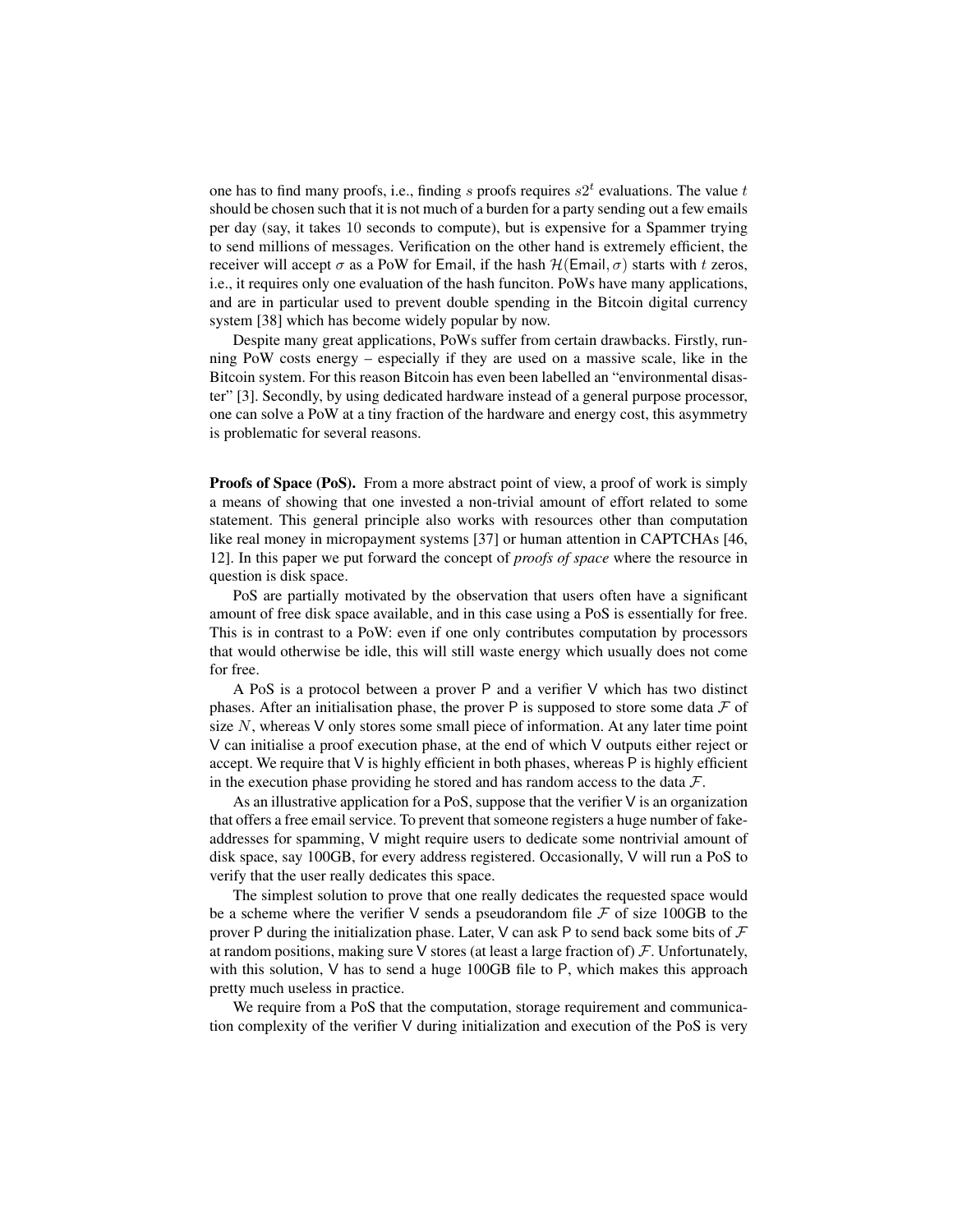one has to find many proofs, i.e., finding $s$ proofs requires $s2^t$ evaluations. The value $t$ should be chosen such that it is not much of a burden for a party sending out a few emails per day (say, it takes 10 seconds to compute), but is expensive for a Spammer trying to send millions of messages. Verification on the other hand is extremely efficient, the receiver will accept $\sigma$ as a PoW for Email, if the hash $\mathcal{H}(\mathsf{Email}, \sigma)$ starts with $t$ zeros, i.e., it requires only one evaluation of the hash funciton. PoWs have many applications, and are in particular used to prevent double spending in the Bitcoin digital currency system [38] which has become widely popular by now.

Despite many great applications, PoWs suffer from certain drawbacks. Firstly, running PoW costs energy – especially if they are used on a massive scale, like in the Bitcoin system. For this reason Bitcoin has even been labelled an "environmental disaster" [3]. Secondly, by using dedicated hardware instead of a general purpose processor, one can solve a PoW at a tiny fraction of the hardware and energy cost, this asymmetry is problematic for several reasons.

**Proofs of Space (PoS).** From a more abstract point of view, a proof of work is simply a means of showing that one invested a non-trivial amount of effort related to some statement. This general principle also works with resources other than computation like real money in micropayment systems [37] or human attention in CAPTCHAs [46, 12]. In this paper we put forward the concept of *proofs of space* where the resource in question is disk space.

PoS are partially motivated by the observation that users often have a significant amount of free disk space available, and in this case using a PoS is essentially for free. This is in contrast to a PoW: even if one only contributes computation by processors that would otherwise be idle, this will still waste energy which usually does not come for free.

A PoS is a protocol between a prover $\mathsf{P}$ and a verifier $\mathsf{V}$ which has two distinct phases. After an initialisation phase, the prover $\mathsf{P}$ is supposed to store some data $\mathcal{F}$ of size $N$, whereas $\mathsf{V}$ only stores some small piece of information. At any later time point $\mathsf{V}$ can initialise a proof execution phase, at the end of which $\mathsf{V}$ outputs either reject or accept. We require that $\mathsf{V}$ is highly efficient in both phases, whereas $\mathsf{P}$ is highly efficient in the execution phase providing he stored and has random access to the data $\mathcal{F}$.

As an illustrative application for a PoS, suppose that the verifier $\mathsf{V}$ is an organization that offers a free email service. To prevent that someone registers a huge number of fake-addresses for spamming, $\mathsf{V}$ might require users to dedicate some nontrivial amount of disk space, say 100GB, for every address registered. Occasionally, $\mathsf{V}$ will run a PoS to verify that the user really dedicates this space.

The simplest solution to prove that one really dedicates the requested space would be a scheme where the verifier $\mathsf{V}$ sends a pseudorandom file $\mathcal{F}$ of size 100GB to the prover $\mathsf{P}$ during the initialization phase. Later, $\mathsf{V}$ can ask $\mathsf{P}$ to send back some bits of $\mathcal{F}$ at random positions, making sure $\mathsf{V}$ stores (at least a large fraction of) $\mathcal{F}$. Unfortunately, with this solution, $\mathsf{V}$ has to send a huge 100GB file to $\mathsf{P}$, which makes this approach pretty much useless in practice.

We require from a PoS that the computation, storage requirement and communication complexity of the verifier $\mathsf{V}$ during initialization and execution of the PoS is very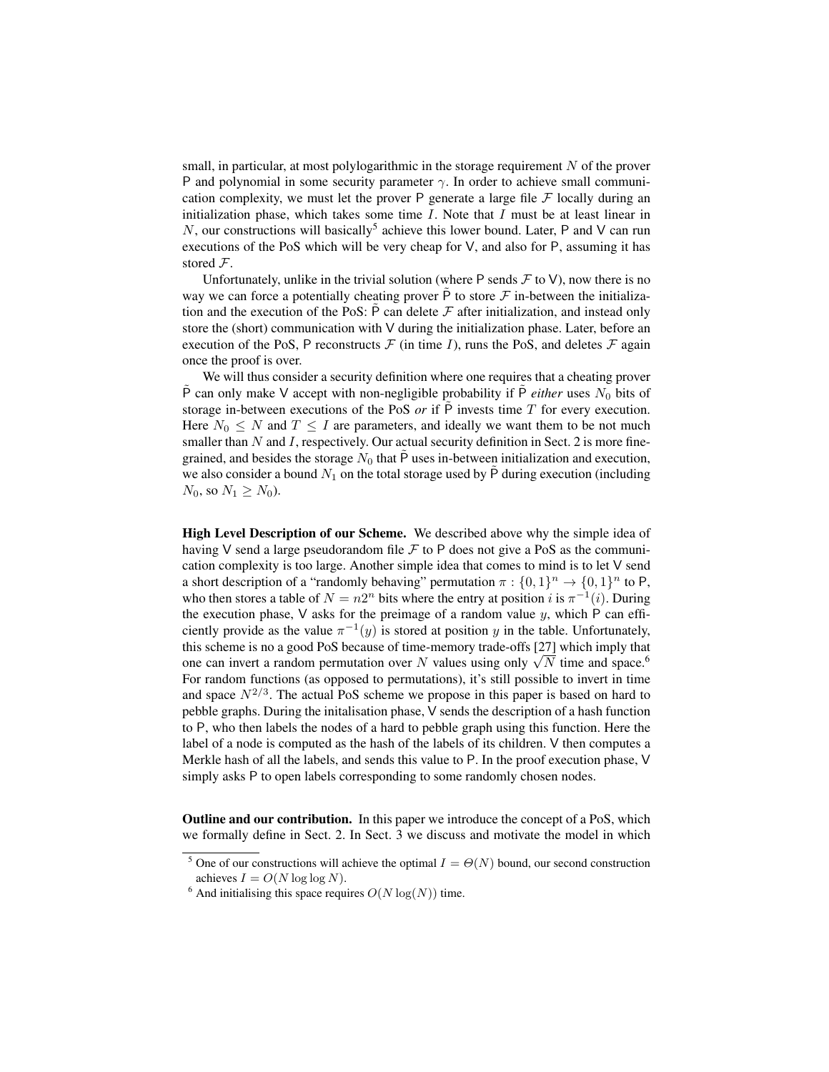small, in particular, at most polylogarithmic in the storage requirement $N$ of the prover $\mathsf{P}$ and polynomial in some security parameter $\gamma$. In order to achieve small communication complexity, we must let the prover $\mathsf{P}$ generate a large file $\mathcal{F}$ locally during an initialization phase, which takes some time $I$. Note that $I$ must be at least linear in $N$, our constructions will basically[5] achieve this lower bound. Later, $\mathsf{P}$ and $\mathsf{V}$ can run executions of the PoS which will be very cheap for $\mathsf{V}$, and also for $\mathsf{P}$, assuming it has stored $\mathcal{F}$.

Unfortunately, unlike in the trivial solution (where $\mathsf{P}$ sends $\mathcal{F}$ to $\mathsf{V}$), now there is no way we can force a potentially cheating prover $\tilde{\mathsf{P}}$ to store $\mathcal{F}$ in-between the initialization and the execution of the PoS: $\tilde{\mathsf{P}}$ can delete $\mathcal{F}$ after initialization, and instead only store the (short) communication with $\mathsf{V}$ during the initialization phase. Later, before an execution of the PoS, $\mathsf{P}$ reconstructs $\mathcal{F}$ (in time $I$), runs the PoS, and deletes $\mathcal{F}$ again once the proof is over.

We will thus consider a security definition where one requires that a cheating prover $\tilde{\mathsf{P}}$ can only make $\mathsf{V}$ accept with non-negligible probability if $\tilde{\mathsf{P}}$ *either* uses $N_0$ bits of storage in-between executions of the PoS *or* if $\tilde{\mathsf{P}}$ invests time $T$ for every execution. Here $N_0 \leq N$ and $T \leq I$ are parameters, and ideally we want them to be not much smaller than $N$ and $I$, respectively. Our actual security definition in Sect. 2 is more fine-grained, and besides the storage $N_0$ that $\tilde{\mathsf{P}}$ uses in-between initialization and execution, we also consider a bound $N_1$ on the total storage used by $\tilde{\mathsf{P}}$ during execution (including $N_0$, so $N_1 \geq N_0$).

**High Level Description of our Scheme.** We described above why the simple idea of having $\mathsf{V}$ send a large pseudorandom file $\mathcal{F}$ to $\mathsf{P}$ does not give a PoS as the communication complexity is too large. Another simple idea that comes to mind is to let $\mathsf{V}$ send a short description of a "randomly behaving" permutation $\pi : \{0,1\}^n \to \{0,1\}^n$ to $\mathsf{P}$, who then stores a table of $N = n2^n$ bits where the entry at position $i$ is $\pi^{-1}(i)$. During the execution phase, $\mathsf{V}$ asks for the preimage of a random value $y$, which $\mathsf{P}$ can efficiently provide as the value $\pi^{-1}(y)$ is stored at position $y$ in the table. Unfortunately, this scheme is no a good PoS because of time-memory trade-offs [27] which imply that one can invert a random permutation over $N$ values using only $\sqrt{N}$ time and space.[6] For random functions (as opposed to permutations), it's still possible to invert in time and space $N^{2/3}$. The actual PoS scheme we propose in this paper is based on hard to pebble graphs. During the initalisation phase, $\mathsf{V}$ sends the description of a hash function to $\mathsf{P}$, who then labels the nodes of a hard to pebble graph using this function. Here the label of a node is computed as the hash of the labels of its children. $\mathsf{V}$ then computes a Merkle hash of all the labels, and sends this value to $\mathsf{P}$. In the proof execution phase, $\mathsf{V}$ simply asks $\mathsf{P}$ to open labels corresponding to some randomly chosen nodes.

**Outline and our contribution.** In this paper we introduce the concept of a PoS, which we formally define in Sect. 2. In Sect. 3 we discuss and motivate the model in which

[5] One of our constructions will achieve the optimal $I = \Theta(N)$ bound, our second construction achieves $I = O(N \log \log N)$.

[6] And initialising this space requires $O(N \log(N))$ time.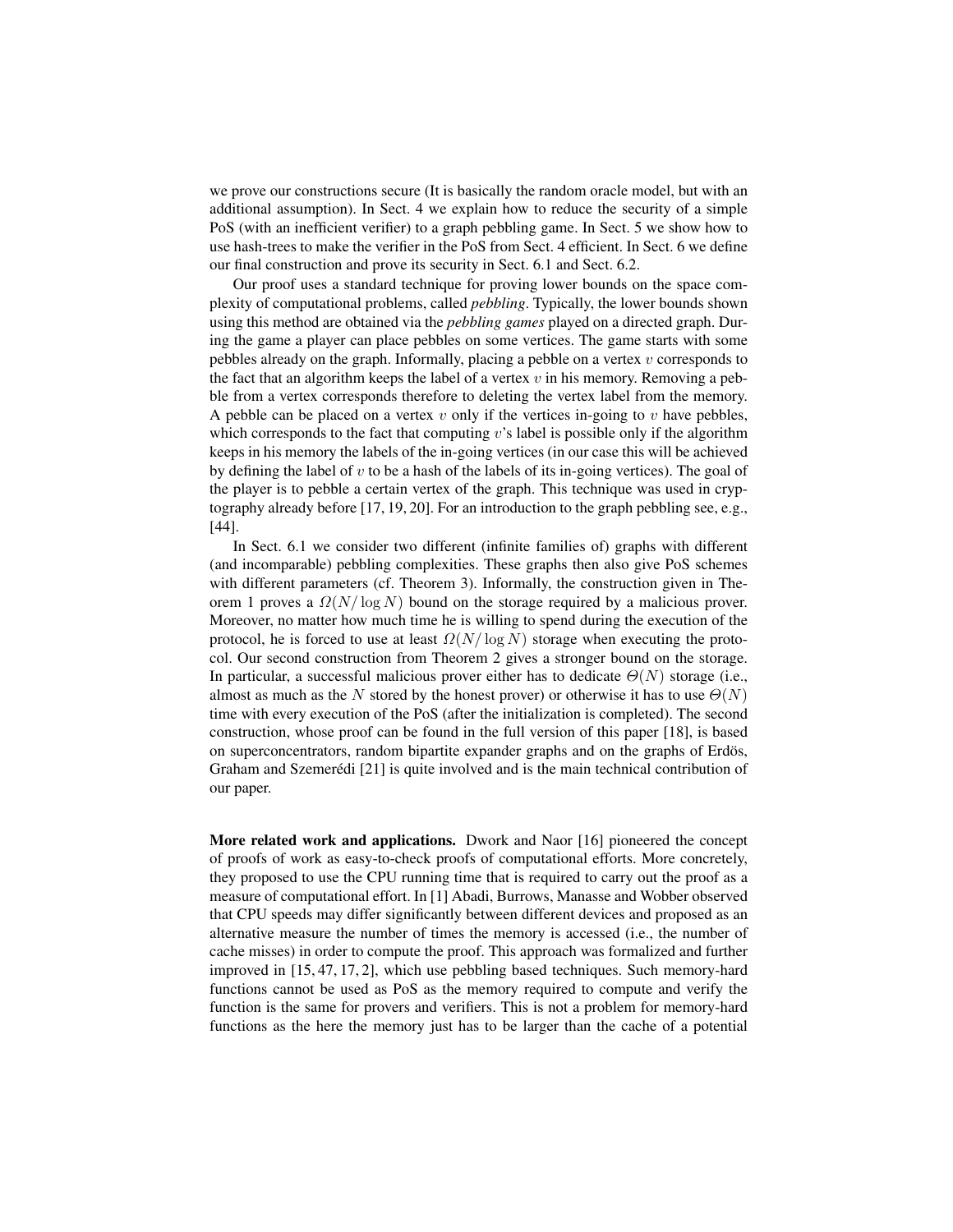we prove our constructions secure (It is basically the random oracle model, but with an additional assumption). In Sect. 4 we explain how to reduce the security of a simple PoS (with an inefficient verifier) to a graph pebbling game. In Sect. 5 we show how to use hash-trees to make the verifier in the PoS from Sect. 4 efficient. In Sect. 6 we define our final construction and prove its security in Sect. 6.1 and Sect. 6.2.

Our proof uses a standard technique for proving lower bounds on the space complexity of computational problems, called *pebbling*. Typically, the lower bounds shown using this method are obtained via the *pebbling games* played on a directed graph. During the game a player can place pebbles on some vertices. The game starts with some pebbles already on the graph. Informally, placing a pebble on a vertex $v$ corresponds to the fact that an algorithm keeps the label of a vertex $v$ in his memory. Removing a pebble from a vertex corresponds therefore to deleting the vertex label from the memory. A pebble can be placed on a vertex $v$ only if the vertices in-going to $v$ have pebbles, which corresponds to the fact that computing $v$'s label is possible only if the algorithm keeps in his memory the labels of the in-going vertices (in our case this will be achieved by defining the label of $v$ to be a hash of the labels of its in-going vertices). The goal of the player is to pebble a certain vertex of the graph. This technique was used in cryptography already before [17, 19, 20]. For an introduction to the graph pebbling see, e.g., [44].

In Sect. 6.1 we consider two different (infinite families of) graphs with different (and incomparable) pebbling complexities. These graphs then also give PoS schemes with different parameters (cf. Theorem 3). Informally, the construction given in Theorem 1 proves a $\Omega(N/\log N)$ bound on the storage required by a malicious prover. Moreover, no matter how much time he is willing to spend during the execution of the protocol, he is forced to use at least $\Omega(N/\log N)$ storage when executing the protocol. Our second construction from Theorem 2 gives a stronger bound on the storage. In particular, a successful malicious prover either has to dedicate $\Theta(N)$ storage (i.e., almost as much as the $N$ stored by the honest prover) or otherwise it has to use $\Theta(N)$ time with every execution of the PoS (after the initialization is completed). The second construction, whose proof can be found in the full version of this paper [18], is based on superconcentrators, random bipartite expander graphs and on the graphs of Erdös, Graham and Szemerédi [21] is quite involved and is the main technical contribution of our paper.

**More related work and applications.** Dwork and Naor [16] pioneered the concept of proofs of work as easy-to-check proofs of computational efforts. More concretely, they proposed to use the CPU running time that is required to carry out the proof as a measure of computational effort. In [1] Abadi, Burrows, Manasse and Wobber observed that CPU speeds may differ significantly between different devices and proposed as an alternative measure the number of times the memory is accessed (i.e., the number of cache misses) in order to compute the proof. This approach was formalized and further improved in [15, 47, 17, 2], which use pebbling based techniques. Such memory-hard functions cannot be used as PoS as the memory required to compute and verify the function is the same for provers and verifiers. This is not a problem for memory-hard functions as the here the memory just has to be larger than the cache of a potential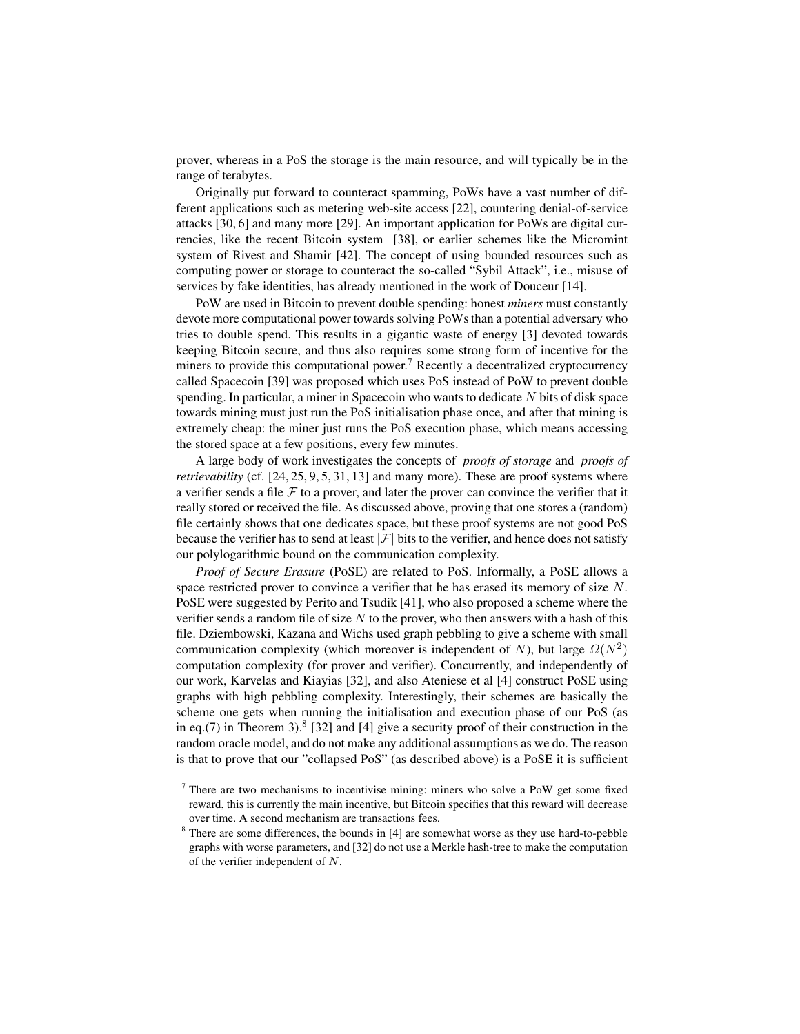prover, whereas in a PoS the storage is the main resource, and will typically be in the range of terabytes.

Originally put forward to counteract spamming, PoWs have a vast number of different applications such as metering web-site access [22], countering denial-of-service attacks [30, 6] and many more [29]. An important application for PoWs are digital currencies, like the recent Bitcoin system [38], or earlier schemes like the Micromint system of Rivest and Shamir [42]. The concept of using bounded resources such as computing power or storage to counteract the so-called "Sybil Attack", i.e., misuse of services by fake identities, has already mentioned in the work of Douceur [14].

PoW are used in Bitcoin to prevent double spending: honest *miners* must constantly devote more computational power towards solving PoWs than a potential adversary who tries to double spend. This results in a gigantic waste of energy [3] devoted towards keeping Bitcoin secure, and thus also requires some strong form of incentive for the miners to provide this computational power.[7] Recently a decentralized cryptocurrency called Spacecoin [39] was proposed which uses PoS instead of PoW to prevent double spending. In particular, a miner in Spacecoin who wants to dedicate $N$ bits of disk space towards mining must just run the PoS initialisation phase once, and after that mining is extremely cheap: the miner just runs the PoS execution phase, which means accessing the stored space at a few positions, every few minutes.

A large body of work investigates the concepts of *proofs of storage* and *proofs of retrievability* (cf. [24, 25, 9, 5, 31, 13] and many more). These are proof systems where a verifier sends a file $\mathcal{F}$ to a prover, and later the prover can convince the verifier that it really stored or received the file. As discussed above, proving that one stores a (random) file certainly shows that one dedicates space, but these proof systems are not good PoS because the verifier has to send at least $|\mathcal{F}|$ bits to the verifier, and hence does not satisfy our polylogarithmic bound on the communication complexity.

*Proof of Secure Erasure* (PoSE) are related to PoS. Informally, a PoSE allows a space restricted prover to convince a verifier that he has erased its memory of size $N$. PoSE were suggested by Perito and Tsudik [41], who also proposed a scheme where the verifier sends a random file of size $N$ to the prover, who then answers with a hash of this file. Dziembowski, Kazana and Wichs used graph pebbling to give a scheme with small communication complexity (which moreover is independent of $N$), but large $\Omega(N^2)$ computation complexity (for prover and verifier). Concurrently, and independently of our work, Karvelas and Kiayias [32], and also Ateniese et al [4] construct PoSE using graphs with high pebbling complexity. Interestingly, their schemes are basically the scheme one gets when running the initialisation and execution phase of our PoS (as in eq.(7) in Theorem 3).[8] [32] and [4] give a security proof of their construction in the random oracle model, and do not make any additional assumptions as we do. The reason is that to prove that our "collapsed PoS" (as described above) is a PoSE it is sufficient

---

[7] There are two mechanisms to incentivise mining: miners who solve a PoW get some fixed reward, this is currently the main incentive, but Bitcoin specifies that this reward will decrease over time. A second mechanism are transactions fees.

[8] There are some differences, the bounds in [4] are somewhat worse as they use hard-to-pebble graphs with worse parameters, and [32] do not use a Merkle hash-tree to make the computation of the verifier independent of $N$.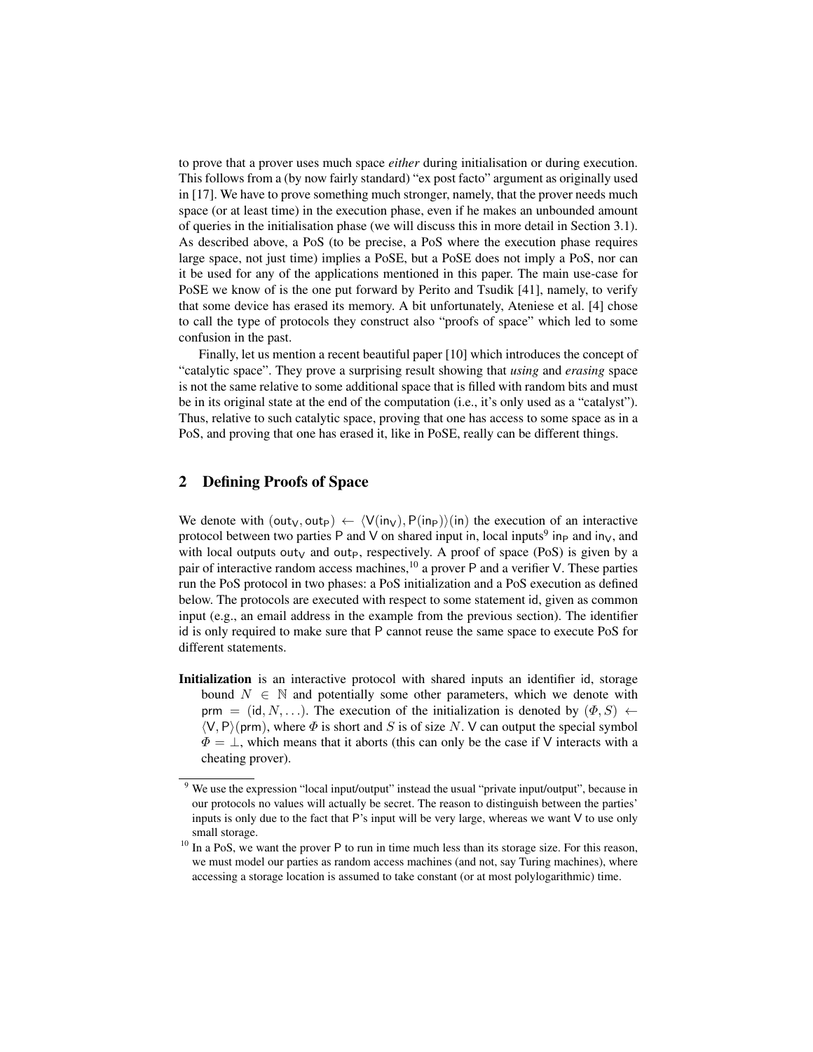to prove that a prover uses much space *either* during initialisation or during execution. This follows from a (by now fairly standard) "ex post facto" argument as originally used in [17]. We have to prove something much stronger, namely, that the prover needs much space (or at least time) in the execution phase, even if he makes an unbounded amount of queries in the initialisation phase (we will discuss this in more detail in Section 3.1). As described above, a PoS (to be precise, a PoS where the execution phase requires large space, not just time) implies a PoSE, but a PoSE does not imply a PoS, nor can it be used for any of the applications mentioned in this paper. The main use-case for PoSE we know of is the one put forward by Perito and Tsudik [41], namely, to verify that some device has erased its memory. A bit unfortunately, Ateniese et al. [4] chose to call the type of protocols they construct also "proofs of space" which led to some confusion in the past.

Finally, let us mention a recent beautiful paper [10] which introduces the concept of "catalytic space". They prove a surprising result showing that *using* and *erasing* space is not the same relative to some additional space that is filled with random bits and must be in its original state at the end of the computation (i.e., it's only used as a "catalyst"). Thus, relative to such catalytic space, proving that one has access to some space as in a PoS, and proving that one has erased it, like in PoSE, really can be different things.

## 2 Defining Proofs of Space

We denote with $(\mathsf{out}_\mathsf{V}, \mathsf{out}_\mathsf{P}) \leftarrow \langle \mathsf{V}(\mathsf{in}_\mathsf{V}), \mathsf{P}(\mathsf{in}_\mathsf{P})\rangle(\mathsf{in})$ the execution of an interactive protocol between two parties P and V on shared input in, local inputs[9] $\mathsf{in}_\mathsf{P}$ and $\mathsf{in}_\mathsf{V}$, and with local outputs $\mathsf{out}_\mathsf{V}$ and $\mathsf{out}_\mathsf{P}$, respectively. A proof of space (PoS) is given by a pair of interactive random access machines,[10] a prover P and a verifier V. These parties run the PoS protocol in two phases: a PoS initialization and a PoS execution as defined below. The protocols are executed with respect to some statement id, given as common input (e.g., an email address in the example from the previous section). The identifier id is only required to make sure that P cannot reuse the same space to execute PoS for different statements.

**Initialization** is an interactive protocol with shared inputs an identifier id, storage bound $N \in \mathbb{N}$ and potentially some other parameters, which we denote with $\mathsf{prm} = (\mathsf{id}, N, \ldots)$. The execution of the initialization is denoted by $(\Phi, S) \leftarrow \langle \mathsf{V}, \mathsf{P}\rangle(\mathsf{prm})$, where $\Phi$ is short and $S$ is of size $N$. V can output the special symbol $\Phi = \bot$, which means that it aborts (this can only be the case if V interacts with a cheating prover).

---

[9] We use the expression "local input/output" instead the usual "private input/output", because in our protocols no values will actually be secret. The reason to distinguish between the parties' inputs is only due to the fact that P's input will be very large, whereas we want V to use only small storage.

[10] In a PoS, we want the prover P to run in time much less than its storage size. For this reason, we must model our parties as random access machines (and not, say Turing machines), where accessing a storage location is assumed to take constant (or at most polylogarithmic) time.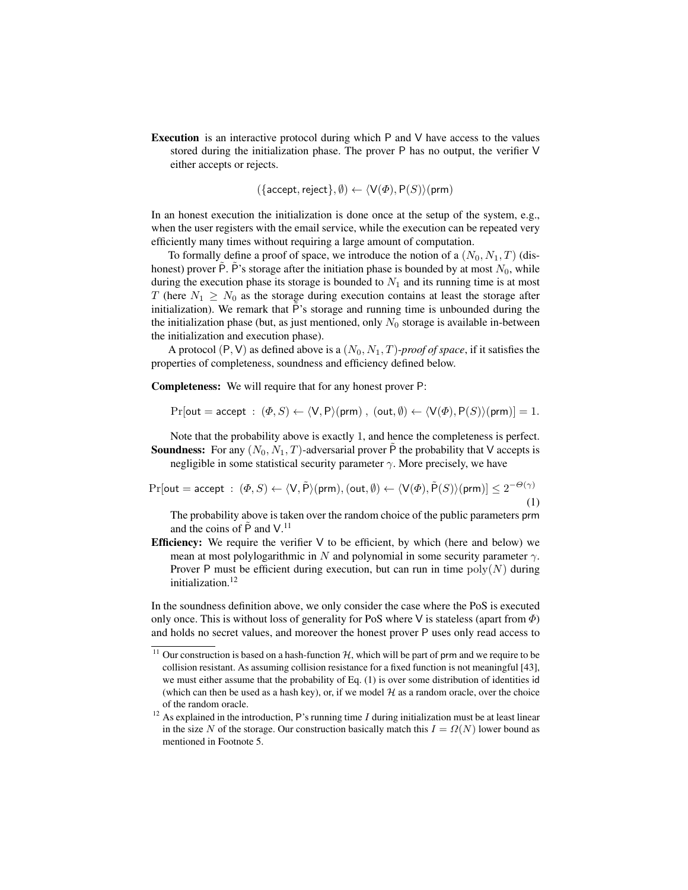**Execution** is an interactive protocol during which P and V have access to the values stored during the initialization phase. The prover P has no output, the verifier V either accepts or rejects.

$$(\{\mathsf{accept}, \mathsf{reject}\}, \emptyset) \leftarrow \langle \mathsf{V}(\Phi), \mathsf{P}(S)\rangle(\mathsf{prm})$$

In an honest execution the initialization is done once at the setup of the system, e.g., when the user registers with the email service, while the execution can be repeated very efficiently many times without requiring a large amount of computation.

To formally define a proof of space, we introduce the notion of a $(N_0, N_1, T)$ (dishonest) prover $\tilde{\mathsf{P}}$. $\tilde{\mathsf{P}}$'s storage after the initiation phase is bounded by at most $N_0$, while during the execution phase its storage is bounded to $N_1$ and its running time is at most $T$ (here $N_1 \geq N_0$ as the storage during execution contains at least the storage after initialization). We remark that $\tilde{\mathsf{P}}$'s storage and running time is unbounded during the the initialization phase (but, as just mentioned, only $N_0$ storage is available in-between the initialization and execution phase).

A protocol (P, V) as defined above is a $(N_0, N_1, T)$-*proof of space*, if it satisfies the properties of completeness, soundness and efficiency defined below.

**Completeness:** We will require that for any honest prover P:

$$\Pr[\mathsf{out} = \mathsf{accept} \;:\; (\Phi, S) \leftarrow \langle \mathsf{V}, \mathsf{P}\rangle(\mathsf{prm})\;,\; (\mathsf{out}, \emptyset) \leftarrow \langle \mathsf{V}(\Phi), \mathsf{P}(S)\rangle(\mathsf{prm})] = 1.$$

Note that the probability above is exactly 1, and hence the completeness is perfect.

**Soundness:** For any $(N_0, N_1, T)$-adversarial prover $\tilde{\mathsf{P}}$ the probability that V accepts is negligible in some statistical security parameter $\gamma$. More precisely, we have

$$\Pr[\mathsf{out} = \mathsf{accept} \;:\; (\Phi, S) \leftarrow \langle \mathsf{V}, \tilde{\mathsf{P}}\rangle(\mathsf{prm}), (\mathsf{out}, \emptyset) \leftarrow \langle \mathsf{V}(\Phi), \tilde{\mathsf{P}}(S)\rangle(\mathsf{prm})] \leq 2^{-\Theta(\gamma)} \tag{1}$$

The probability above is taken over the random choice of the public parameters prm and the coins of $\tilde{\mathsf{P}}$ and V.[11]

**Efficiency:** We require the verifier V to be efficient, by which (here and below) we mean at most polylogarithmic in $N$ and polynomial in some security parameter $\gamma$. Prover P must be efficient during execution, but can run in time $\mathrm{poly}(N)$ during initialization.[12]

In the soundness definition above, we only consider the case where the PoS is executed only once. This is without loss of generality for PoS where V is stateless (apart from $\Phi$) and holds no secret values, and moreover the honest prover P uses only read access to

---

[11] Our construction is based on a hash-function $\mathcal{H}$, which will be part of prm and we require to be collision resistant. As assuming collision resistance for a fixed function is not meaningful [43], we must either assume that the probability of Eq. (1) is over some distribution of identities id (which can then be used as a hash key), or, if we model $\mathcal{H}$ as a random oracle, over the choice of the random oracle.

[12] As explained in the introduction, P's running time $I$ during initialization must be at least linear in the size $N$ of the storage. Our construction basically match this $I = \Omega(N)$ lower bound as mentioned in Footnote 5.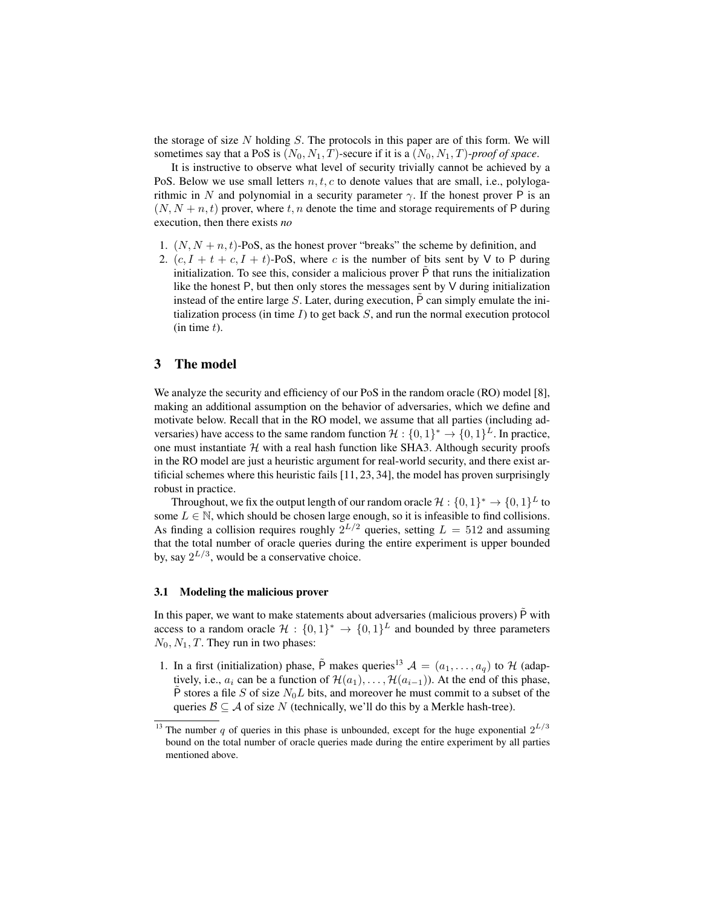the storage of size $N$ holding $S$. The protocols in this paper are of this form. We will sometimes say that a PoS is $(N_0, N_1, T)$-secure if it is a $(N_0, N_1, T)$-*proof of space*.

It is instructive to observe what level of security trivially cannot be achieved by a PoS. Below we use small letters $n, t, c$ to denote values that are small, i.e., polylogarithmic in $N$ and polynomial in a security parameter $\gamma$. If the honest prover $\mathsf{P}$ is an $(N, N + n, t)$ prover, where $t, n$ denote the time and storage requirements of $\mathsf{P}$ during execution, then there exists *no*

1. $(N, N + n, t)$-PoS, as the honest prover "breaks" the scheme by definition, and
2. $(c, I + t + c, I + t)$-PoS, where $c$ is the number of bits sent by $\mathsf{V}$ to $\mathsf{P}$ during initialization. To see this, consider a malicious prover $\tilde{\mathsf{P}}$ that runs the initialization like the honest $\mathsf{P}$, but then only stores the messages sent by $\mathsf{V}$ during initialization instead of the entire large $S$. Later, during execution, $\tilde{\mathsf{P}}$ can simply emulate the initialization process (in time $I$) to get back $S$, and run the normal execution protocol (in time $t$).

# 3 The model

We analyze the security and efficiency of our PoS in the random oracle (RO) model [8], making an additional assumption on the behavior of adversaries, which we define and motivate below. Recall that in the RO model, we assume that all parties (including adversaries) have access to the same random function $\mathcal{H} : \{0,1\}^* \to \{0,1\}^L$. In practice, one must instantiate $\mathcal{H}$ with a real hash function like SHA3. Although security proofs in the RO model are just a heuristic argument for real-world security, and there exist artificial schemes where this heuristic fails [11, 23, 34], the model has proven surprisingly robust in practice.

Throughout, we fix the output length of our random oracle $\mathcal{H} : \{0,1\}^* \to \{0,1\}^L$ to some $L \in \mathbb{N}$, which should be chosen large enough, so it is infeasible to find collisions. As finding a collision requires roughly $2^{L/2}$ queries, setting $L = 512$ and assuming that the total number of oracle queries during the entire experiment is upper bounded by, say $2^{L/3}$, would be a conservative choice.

## 3.1 Modeling the malicious prover

In this paper, we want to make statements about adversaries (malicious provers) $\tilde{\mathsf{P}}$ with access to a random oracle $\mathcal{H} : \{0,1\}^* \to \{0,1\}^L$ and bounded by three parameters $N_0, N_1, T$. They run in two phases:

1. In a first (initialization) phase, $\tilde{\mathsf{P}}$ makes queries[13] $\mathcal{A} = (a_1, \ldots, a_q)$ to $\mathcal{H}$ (adaptively, i.e., $a_i$ can be a function of $\mathcal{H}(a_1), \ldots, \mathcal{H}(a_{i-1})$). At the end of this phase, $\tilde{\mathsf{P}}$ stores a file $S$ of size $N_0 L$ bits, and moreover he must commit to a subset of the queries $\mathcal{B} \subseteq \mathcal{A}$ of size $N$ (technically, we'll do this by a Merkle hash-tree).

[13] The number $q$ of queries in this phase is unbounded, except for the huge exponential $2^{L/3}$ bound on the total number of oracle queries made during the entire experiment by all parties mentioned above.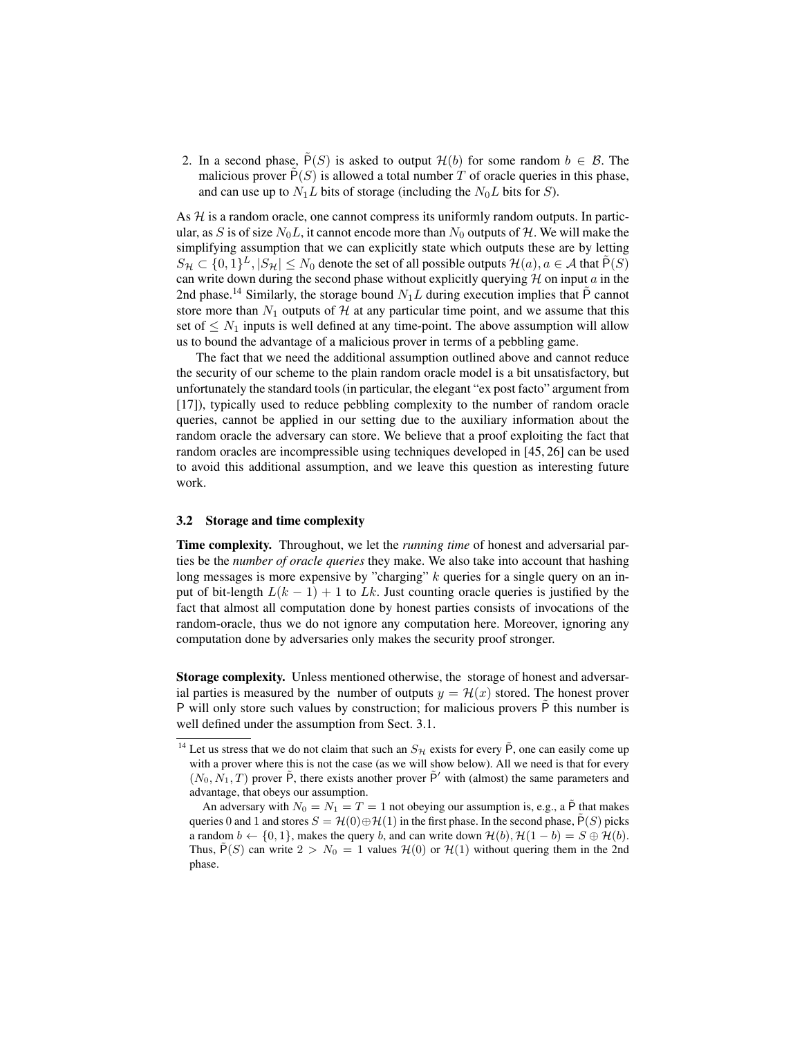2. In a second phase, $\tilde{\mathsf{P}}(S)$ is asked to output $\mathcal{H}(b)$ for some random $b \in \mathcal{B}$. The malicious prover $\tilde{\mathsf{P}}(S)$ is allowed a total number $T$ of oracle queries in this phase, and can use up to $N_1 L$ bits of storage (including the $N_0 L$ bits for $S$).

As $\mathcal{H}$ is a random oracle, one cannot compress its uniformly random outputs. In particular, as $S$ is of size $N_0 L$, it cannot encode more than $N_0$ outputs of $\mathcal{H}$. We will make the simplifying assumption that we can explicitly state which outputs these are by letting $S_{\mathcal{H}} \subset \{0,1\}^L, |S_{\mathcal{H}}| \leq N_0$ denote the set of all possible outputs $\mathcal{H}(a), a \in \mathcal{A}$ that $\tilde{\mathsf{P}}(S)$ can write down during the second phase without explicitly querying $\mathcal{H}$ on input $a$ in the 2nd phase.[14] Similarly, the storage bound $N_1 L$ during execution implies that $\tilde{\mathsf{P}}$ cannot store more than $N_1$ outputs of $\mathcal{H}$ at any particular time point, and we assume that this set of $\leq N_1$ inputs is well defined at any time-point. The above assumption will allow us to bound the advantage of a malicious prover in terms of a pebbling game.

The fact that we need the additional assumption outlined above and cannot reduce the security of our scheme to the plain random oracle model is a bit unsatisfactory, but unfortunately the standard tools (in particular, the elegant "ex post facto" argument from [17]), typically used to reduce pebbling complexity to the number of random oracle queries, cannot be applied in our setting due to the auxiliary information about the random oracle the adversary can store. We believe that a proof exploiting the fact that random oracles are incompressible using techniques developed in [45, 26] can be used to avoid this additional assumption, and we leave this question as interesting future work.

### 3.2 Storage and time complexity

**Time complexity.** Throughout, we let the *running time* of honest and adversarial parties be the *number of oracle queries* they make. We also take into account that hashing long messages is more expensive by "charging" $k$ queries for a single query on an input of bit-length $L(k-1)+1$ to $Lk$. Just counting oracle queries is justified by the fact that almost all computation done by honest parties consists of invocations of the random-oracle, thus we do not ignore any computation here. Moreover, ignoring any computation done by adversaries only makes the security proof stronger.

**Storage complexity.** Unless mentioned otherwise, the storage of honest and adversarial parties is measured by the number of outputs $y = \mathcal{H}(x)$ stored. The honest prover $\mathsf{P}$ will only store such values by construction; for malicious provers $\tilde{\mathsf{P}}$ this number is well defined under the assumption from Sect. 3.1.

---

[14] Let us stress that we do not claim that such an $S_{\mathcal{H}}$ exists for every $\tilde{\mathsf{P}}$, one can easily come up with a prover where this is not the case (as we will show below). All we need is that for every $(N_0, N_1, T)$ prover $\tilde{\mathsf{P}}$, there exists another prover $\tilde{\mathsf{P}}'$ with (almost) the same parameters and advantage, that obeys our assumption.

An adversary with $N_0 = N_1 = T = 1$ not obeying our assumption is, e.g., a $\tilde{\mathsf{P}}$ that makes queries 0 and 1 and stores $S = \mathcal{H}(0) \oplus \mathcal{H}(1)$ in the first phase. In the second phase, $\tilde{\mathsf{P}}(S)$ picks a random $b \leftarrow \{0,1\}$, makes the query $b$, and can write down $\mathcal{H}(b), \mathcal{H}(1-b) = S \oplus \mathcal{H}(b)$. Thus, $\tilde{\mathsf{P}}(S)$ can write $2 > N_0 = 1$ values $\mathcal{H}(0)$ or $\mathcal{H}(1)$ without quering them in the 2nd phase.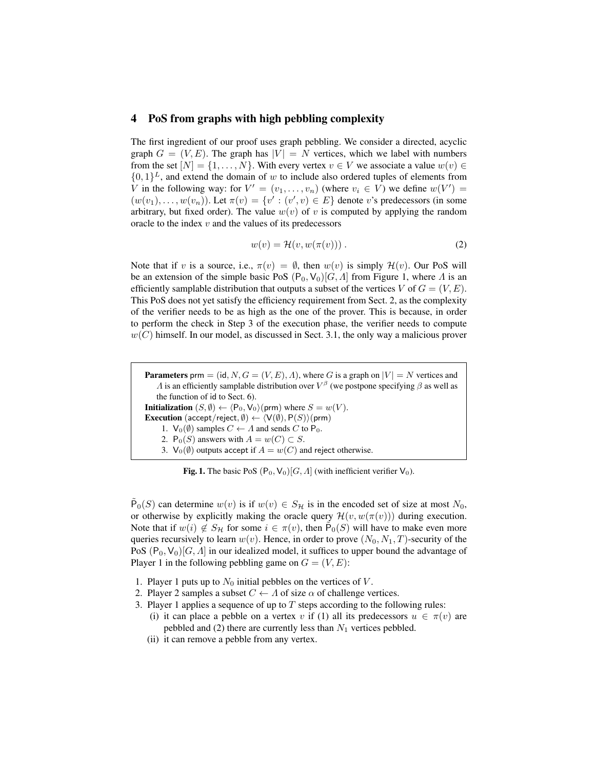## 4 PoS from graphs with high pebbling complexity

The first ingredient of our proof uses graph pebbling. We consider a directed, acyclic graph $G = (V, E)$. The graph has $|V| = N$ vertices, which we label with numbers from the set $[N] = \{1, \ldots, N\}$. With every vertex $v \in V$ we associate a value $w(v) \in \{0,1\}^L$, and extend the domain of $w$ to include also ordered tuples of elements from $V$ in the following way: for $V' = (v_1, \ldots, v_n)$ (where $v_i \in V$) we define $w(V') = (w(v_1), \ldots, w(v_n))$. Let $\pi(v) = \{v' : (v', v) \in E\}$ denote $v$'s predecessors (in some arbitrary, but fixed order). The value $w(v)$ of $v$ is computed by applying the random oracle to the index $v$ and the values of its predecessors

$$w(v) = \mathcal{H}(v, w(\pi(v))) \,. \tag{2}$$

Note that if $v$ is a source, i.e., $\pi(v) = \emptyset$, then $w(v)$ is simply $\mathcal{H}(v)$. Our PoS will be an extension of the simple basic PoS $(\mathsf{P}_0, \mathsf{V}_0)[G, \Lambda]$ from Figure 1, where $\Lambda$ is an efficiently samplable distribution that outputs a subset of the vertices $V$ of $G = (V, E)$. This PoS does not yet satisfy the efficiency requirement from Sect. 2, as the complexity of the verifier needs to be as high as the one of the prover. This is because, in order to perform the check in Step 3 of the execution phase, the verifier needs to compute $w(C)$ himself. In our model, as discussed in Sect. 3.1, the only way a malicious prover

**Parameters** $\mathsf{prm} = (\mathsf{id}, N, G = (V, E), \Lambda)$, where $G$ is a graph on $|V| = N$ vertices and $\Lambda$ is an efficiently samplable distribution over $V^\beta$ (we postpone specifying $\beta$ as well as the function of $\mathsf{id}$ to Sect. 6).

**Initialization** $(S, \emptyset) \leftarrow \langle \mathsf{P}_0, \mathsf{V}_0 \rangle(\mathsf{prm})$ where $S = w(V)$.

**Execution** $(\mathsf{accept/reject}, \emptyset) \leftarrow \langle \mathsf{V}(\emptyset), \mathsf{P}(S) \rangle(\mathsf{prm})$

1. $\mathsf{V}_0(\emptyset)$ samples $C \leftarrow \Lambda$ and sends $C$ to $\mathsf{P}_0$.
2. $\mathsf{P}_0(S)$ answers with $A = w(C) \subset S$.
3. $\mathsf{V}_0(\emptyset)$ outputs $\mathsf{accept}$ if $A = w(C)$ and $\mathsf{reject}$ otherwise.

**Fig. 1.** The basic PoS $(\mathsf{P}_0, \mathsf{V}_0)[G, \Lambda]$ (with inefficient verifier $\mathsf{V}_0$).

$\tilde{\mathsf{P}}_0(S)$ can determine $w(v)$ is if $w(v) \in S_{\mathcal{H}}$ is in the encoded set of size at most $N_0$, or otherwise by explicitly making the oracle query $\mathcal{H}(v, w(\pi(v)))$ during execution. Note that if $w(i) \notin S_{\mathcal{H}}$ for some $i \in \pi(v)$, then $\tilde{\mathsf{P}}_0(S)$ will have to make even more queries recursively to learn $w(v)$. Hence, in order to prove $(N_0, N_1, T)$-security of the PoS $(\mathsf{P}_0, \mathsf{V}_0)[G, \Lambda]$ in our idealized model, it suffices to upper bound the advantage of Player 1 in the following pebbling game on $G = (V, E)$:

1. Player 1 puts up to $N_0$ initial pebbles on the vertices of $V$.
2. Player 2 samples a subset $C \leftarrow \Lambda$ of size $\alpha$ of challenge vertices.
3. Player 1 applies a sequence of up to $T$ steps according to the following rules:
   (i) it can place a pebble on a vertex $v$ if (1) all its predecessors $u \in \pi(v)$ are pebbled and (2) there are currently less than $N_1$ vertices pebbled.
   (ii) it can remove a pebble from any vertex.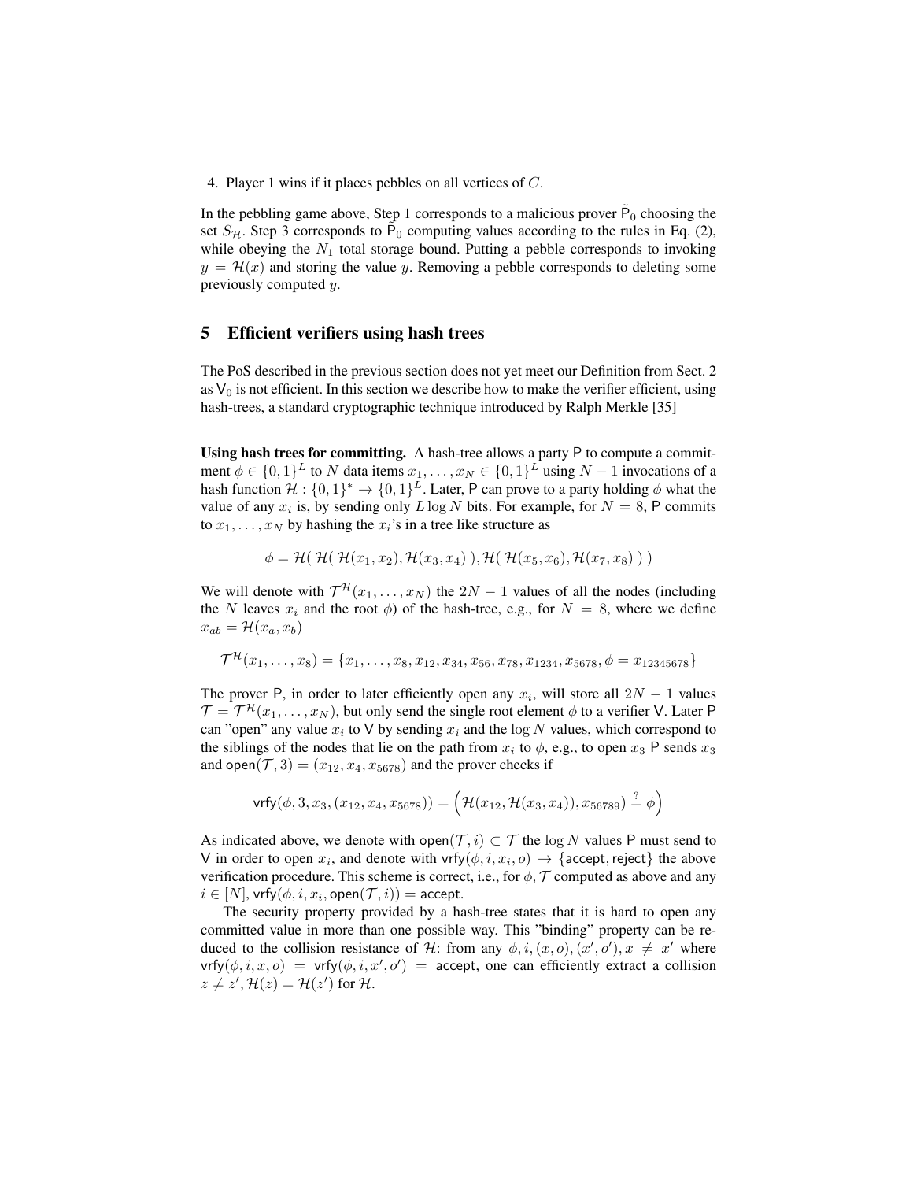4. Player 1 wins if it places pebbles on all vertices of $C$.

In the pebbling game above, Step 1 corresponds to a malicious prover $\tilde{\mathsf{P}}_0$ choosing the set $S_{\mathcal{H}}$. Step 3 corresponds to $\mathsf{P}_0$ computing values according to the rules in Eq. (2), while obeying the $N_1$ total storage bound. Putting a pebble corresponds to invoking $y = \mathcal{H}(x)$ and storing the value $y$. Removing a pebble corresponds to deleting some previously computed $y$.

## 5 Efficient verifiers using hash trees

The PoS described in the previous section does not yet meet our Definition from Sect. 2 as $\mathsf{V}_0$ is not efficient. In this section we describe how to make the verifier efficient, using hash-trees, a standard cryptographic technique introduced by Ralph Merkle [35]

**Using hash trees for committing.** A hash-tree allows a party $\mathsf{P}$ to compute a commitment $\phi \in \{0,1\}^L$ to $N$ data items $x_1, \ldots, x_N \in \{0,1\}^L$ using $N-1$ invocations of a hash function $\mathcal{H} : \{0,1\}^* \to \{0,1\}^L$. Later, $\mathsf{P}$ can prove to a party holding $\phi$ what the value of any $x_i$ is, by sending only $L \log N$ bits. For example, for $N = 8$, $\mathsf{P}$ commits to $x_1, \ldots, x_N$ by hashing the $x_i$'s in a tree like structure as

$$\phi = \mathcal{H}(\ \mathcal{H}(\ \mathcal{H}(x_1, x_2), \mathcal{H}(x_3, x_4)\ ), \mathcal{H}(\ \mathcal{H}(x_5, x_6), \mathcal{H}(x_7, x_8)\ )\ )$$

We will denote with $\mathcal{T}^{\mathcal{H}}(x_1, \ldots, x_N)$ the $2N-1$ values of all the nodes (including the $N$ leaves $x_i$ and the root $\phi$) of the hash-tree, e.g., for $N = 8$, where we define $x_{ab} = \mathcal{H}(x_a, x_b)$

$$\mathcal{T}^{\mathcal{H}}(x_1, \ldots, x_8) = \{x_1, \ldots, x_8, x_{12}, x_{34}, x_{56}, x_{78}, x_{1234}, x_{5678}, \phi = x_{12345678}\}$$

The prover $\mathsf{P}$, in order to later efficiently open any $x_i$, will store all $2N-1$ values $\mathcal{T} = \mathcal{T}^{\mathcal{H}}(x_1, \ldots, x_N)$, but only send the single root element $\phi$ to a verifier $\mathsf{V}$. Later $\mathsf{P}$ can "open" any value $x_i$ to $\mathsf{V}$ by sending $x_i$ and the $\log N$ values, which correspond to the siblings of the nodes that lie on the path from $x_i$ to $\phi$, e.g., to open $x_3$ $\mathsf{P}$ sends $x_3$ and $\mathsf{open}(\mathcal{T}, 3) = (x_{12}, x_4, x_{5678})$ and the prover checks if

$$\mathsf{vrfy}(\phi, 3, x_3, (x_{12}, x_4, x_{5678})) = \Big(\mathcal{H}(x_{12}, \mathcal{H}(x_3, x_4)), x_{56789}) \stackrel{?}{=} \phi\Big)$$

As indicated above, we denote with $\mathsf{open}(\mathcal{T}, i) \subset \mathcal{T}$ the $\log N$ values $\mathsf{P}$ must send to $\mathsf{V}$ in order to open $x_i$, and denote with $\mathsf{vrfy}(\phi, i, x_i, o) \to \{\mathsf{accept}, \mathsf{reject}\}$ the above verification procedure. This scheme is correct, i.e., for $\phi, \mathcal{T}$ computed as above and any $i \in [N]$, $\mathsf{vrfy}(\phi, i, x_i, \mathsf{open}(\mathcal{T}, i)) = \mathsf{accept}$.

The security property provided by a hash-tree states that it is hard to open any committed value in more than one possible way. This "binding" property can be reduced to the collision resistance of $\mathcal{H}$: from any $\phi, i, (x, o), (x', o'), x \neq x'$ where $\mathsf{vrfy}(\phi, i, x, o) = \mathsf{vrfy}(\phi, i, x', o') = \mathsf{accept}$, one can efficiently extract a collision $z \neq z', \mathcal{H}(z) = \mathcal{H}(z')$ for $\mathcal{H}$.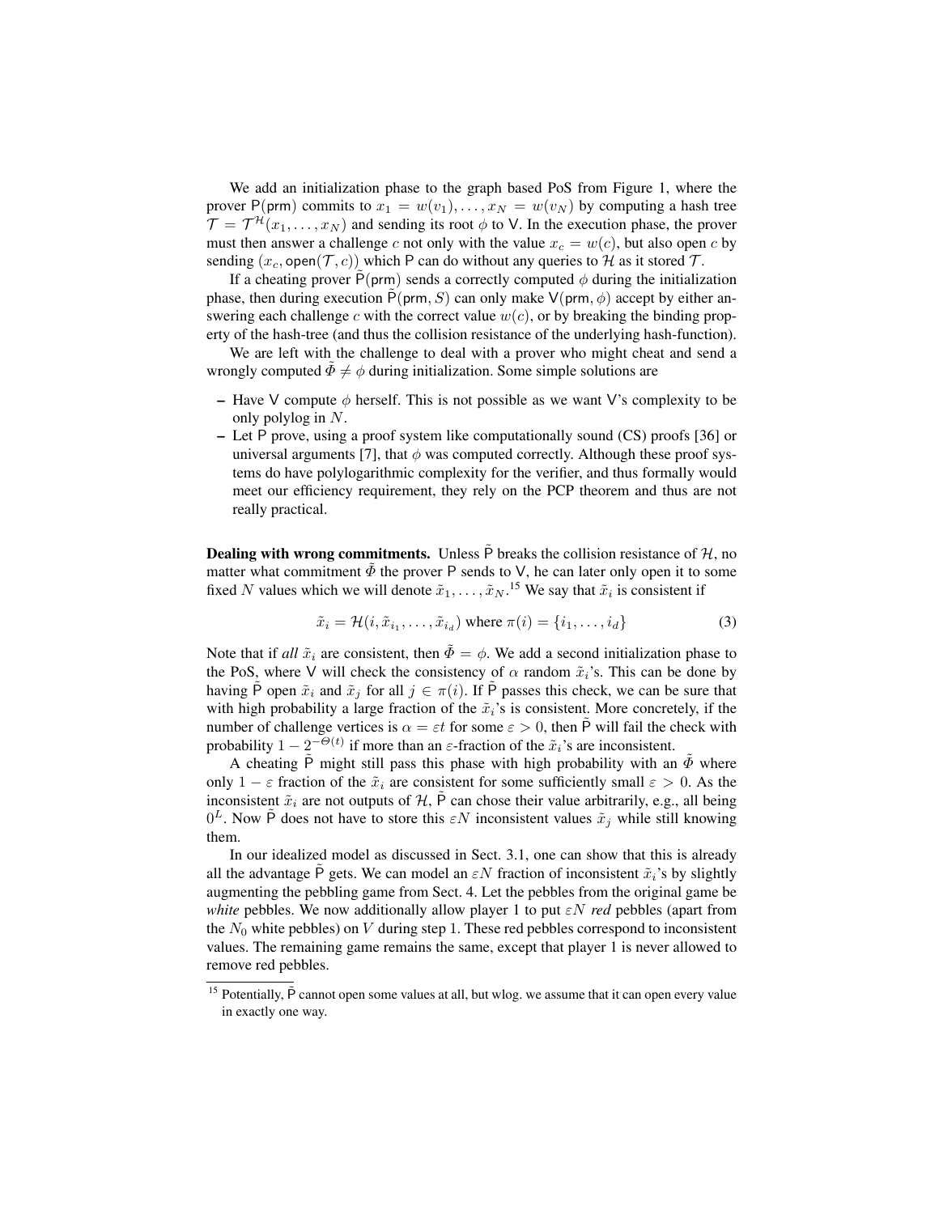We add an initialization phase to the graph based PoS from Figure 1, where the prover $\mathsf{P}(\mathsf{prm})$ commits to $x_1 = w(v_1), \ldots, x_N = w(v_N)$ by computing a hash tree $\mathcal{T} = \mathcal{T}^{\mathcal{H}}(x_1, \ldots, x_N)$ and sending its root $\phi$ to $\mathsf{V}$. In the execution phase, the prover must then answer a challenge $c$ not only with the value $x_c = w(c)$, but also open $c$ by sending $(x_c, \mathsf{open}(\mathcal{T}, c))$ which $\mathsf{P}$ can do without any queries to $\mathcal{H}$ as it stored $\mathcal{T}$.

If a cheating prover $\tilde{\mathsf{P}}(\mathsf{prm})$ sends a correctly computed $\phi$ during the initialization phase, then during execution $\tilde{\mathsf{P}}(\mathsf{prm}, S)$ can only make $\mathsf{V}(\mathsf{prm}, \phi)$ accept by either answering each challenge $c$ with the correct value $w(c)$, or by breaking the binding property of the hash-tree (and thus the collision resistance of the underlying hash-function).

We are left with the challenge to deal with a prover who might cheat and send a wrongly computed $\tilde{\Phi} \neq \phi$ during initialization. Some simple solutions are

- Have $\mathsf{V}$ compute $\phi$ herself. This is not possible as we want $\mathsf{V}$'s complexity to be only polylog in $N$.
- Let $\mathsf{P}$ prove, using a proof system like computationally sound (CS) proofs [36] or universal arguments [7], that $\phi$ was computed correctly. Although these proof systems do have polylogarithmic complexity for the verifier, and thus formally would meet our efficiency requirement, they rely on the PCP theorem and thus are not really practical.

**Dealing with wrong commitments.** Unless $\tilde{\mathsf{P}}$ breaks the collision resistance of $\mathcal{H}$, no matter what commitment $\tilde{\Phi}$ the prover $\mathsf{P}$ sends to $\mathsf{V}$, he can later only open it to some fixed $N$ values which we will denote $\tilde{x}_1, \ldots, \tilde{x}_N$.[15] We say that $\tilde{x}_i$ is consistent if

$$\tilde{x}_i = \mathcal{H}(i, \tilde{x}_{i_1}, \ldots, \tilde{x}_{i_d}) \text{ where } \pi(i) = \{i_1, \ldots, i_d\} \tag{3}$$

Note that if *all* $\tilde{x}_i$ are consistent, then $\tilde{\Phi} = \phi$. We add a second initialization phase to the PoS, where $\mathsf{V}$ will check the consistency of $\alpha$ random $\tilde{x}_i$'s. This can be done by having $\tilde{\mathsf{P}}$ open $\tilde{x}_i$ and $\tilde{x}_j$ for all $j \in \pi(i)$. If $\tilde{\mathsf{P}}$ passes this check, we can be sure that with high probability a large fraction of the $\tilde{x}_i$'s is consistent. More concretely, if the number of challenge vertices is $\alpha = \varepsilon t$ for some $\varepsilon > 0$, then $\tilde{\mathsf{P}}$ will fail the check with probability $1 - 2^{-\Theta(t)}$ if more than an $\varepsilon$-fraction of the $\tilde{x}_i$'s are inconsistent.

A cheating $\tilde{\mathsf{P}}$ might still pass this phase with high probability with an $\tilde{\Phi}$ where only $1 - \varepsilon$ fraction of the $\tilde{x}_i$ are consistent for some sufficiently small $\varepsilon > 0$. As the inconsistent $\tilde{x}_i$ are not outputs of $\mathcal{H}$, $\tilde{\mathsf{P}}$ can chose their value arbitrarily, e.g., all being $0^L$. Now $\tilde{\mathsf{P}}$ does not have to store this $\varepsilon N$ inconsistent values $\tilde{x}_j$ while still knowing them.

In our idealized model as discussed in Sect. 3.1, one can show that this is already all the advantage $\tilde{\mathsf{P}}$ gets. We can model an $\varepsilon N$ fraction of inconsistent $\tilde{x}_i$'s by slightly augmenting the pebbling game from Sect. 4. Let the pebbles from the original game be *white* pebbles. We now additionally allow player 1 to put $\varepsilon N$ *red* pebbles (apart from the $N_0$ white pebbles) on $V$ during step 1. These red pebbles correspond to inconsistent values. The remaining game remains the same, except that player 1 is never allowed to remove red pebbles.

[15] Potentially, $\tilde{\mathsf{P}}$ cannot open some values at all, but wlog. we assume that it can open every value in exactly one way.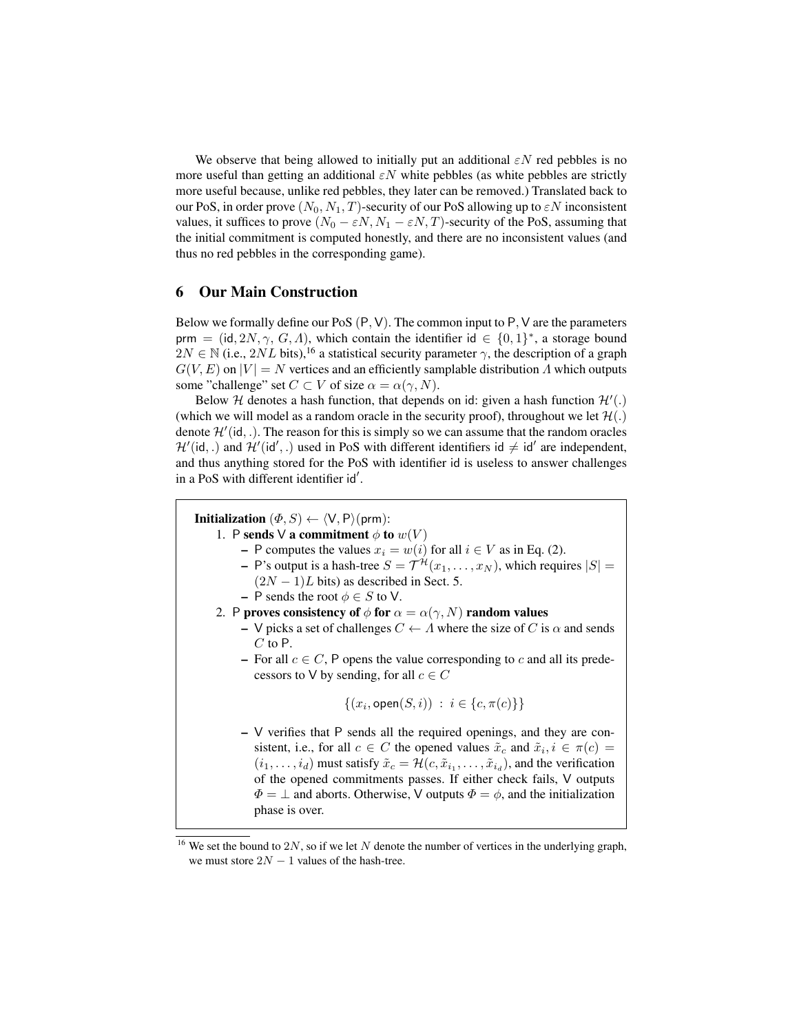We observe that being allowed to initially put an additional $\varepsilon N$ red pebbles is no more useful than getting an additional $\varepsilon N$ white pebbles (as white pebbles are strictly more useful because, unlike red pebbles, they later can be removed.) Translated back to our PoS, in order prove $(N_0, N_1, T)$-security of our PoS allowing up to $\varepsilon N$ inconsistent values, it suffices to prove $(N_0 - \varepsilon N, N_1 - \varepsilon N, T)$-security of the PoS, assuming that the initial commitment is computed honestly, and there are no inconsistent values (and thus no red pebbles in the corresponding game).

## 6 Our Main Construction

Below we formally define our PoS $(\mathsf{P}, \mathsf{V})$. The common input to $\mathsf{P}, \mathsf{V}$ are the parameters $\mathsf{prm} = (\mathsf{id}, 2N, \gamma, G, \Lambda)$, which contain the identifier $\mathsf{id} \in \{0,1\}^*$, a storage bound $2N \in \mathbb{N}$ (i.e., $2NL$ bits),[16] a statistical security parameter $\gamma$, the description of a graph $G(V, E)$ on $|V| = N$ vertices and an efficiently samplable distribution $\Lambda$ which outputs some "challenge" set $C \subset V$ of size $\alpha = \alpha(\gamma, N)$.

Below $\mathcal{H}$ denotes a hash function, that depends on id: given a hash function $\mathcal{H}'(.)$ (which we will model as a random oracle in the security proof), throughout we let $\mathcal{H}(.)$ denote $\mathcal{H}'(\mathsf{id}, .)$. The reason for this is simply so we can assume that the random oracles $\mathcal{H}'(\mathsf{id}, .)$ and $\mathcal{H}'(\mathsf{id}', .)$ used in PoS with different identifiers $\mathsf{id} \neq \mathsf{id}'$ are independent, and thus anything stored for the PoS with identifier id is useless to answer challenges in a PoS with different identifier $\mathsf{id}'$.

**Initialization** $(\Phi, S) \leftarrow \langle \mathsf{V}, \mathsf{P} \rangle(\mathsf{prm})$:

1. $\mathsf{P}$ **sends** $\mathsf{V}$ **a commitment** $\phi$ **to** $w(V)$
   - $\mathsf{P}$ computes the values $x_i = w(i)$ for all $i \in V$ as in Eq. (2).
   - $\mathsf{P}$'s output is a hash-tree $S = \mathcal{T}^{\mathcal{H}}(x_1, \ldots, x_N)$, which requires $|S| = (2N-1)L$ bits) as described in Sect. 5.
   - $\mathsf{P}$ sends the root $\phi \in S$ to $\mathsf{V}$.
2. $\mathsf{P}$ **proves consistency of** $\phi$ **for** $\alpha = \alpha(\gamma, N)$ **random values**
   - $\mathsf{V}$ picks a set of challenges $C \leftarrow \Lambda$ where the size of $C$ is $\alpha$ and sends $C$ to $\mathsf{P}$.
   - For all $c \in C$, $\mathsf{P}$ opens the value corresponding to $c$ and all its predecessors to $\mathsf{V}$ by sending, for all $c \in C$

$$\{(x_i, \mathsf{open}(S, i)) \ : \ i \in \{c, \pi(c)\}\}$$

   - $\mathsf{V}$ verifies that $\mathsf{P}$ sends all the required openings, and they are consistent, i.e., for all $c \in C$ the opened values $\tilde{x}_c$ and $\tilde{x}_i, i \in \pi(c) = (i_1, \ldots, i_d)$ must satisfy $\tilde{x}_c = \mathcal{H}(c, \tilde{x}_{i_1}, \ldots, \tilde{x}_{i_d})$, and the verification of the opened commitments passes. If either check fails, $\mathsf{V}$ outputs $\Phi = \perp$ and aborts. Otherwise, $\mathsf{V}$ outputs $\Phi = \phi$, and the initialization phase is over.

[16] We set the bound to $2N$, so if we let $N$ denote the number of vertices in the underlying graph, we must store $2N - 1$ values of the hash-tree.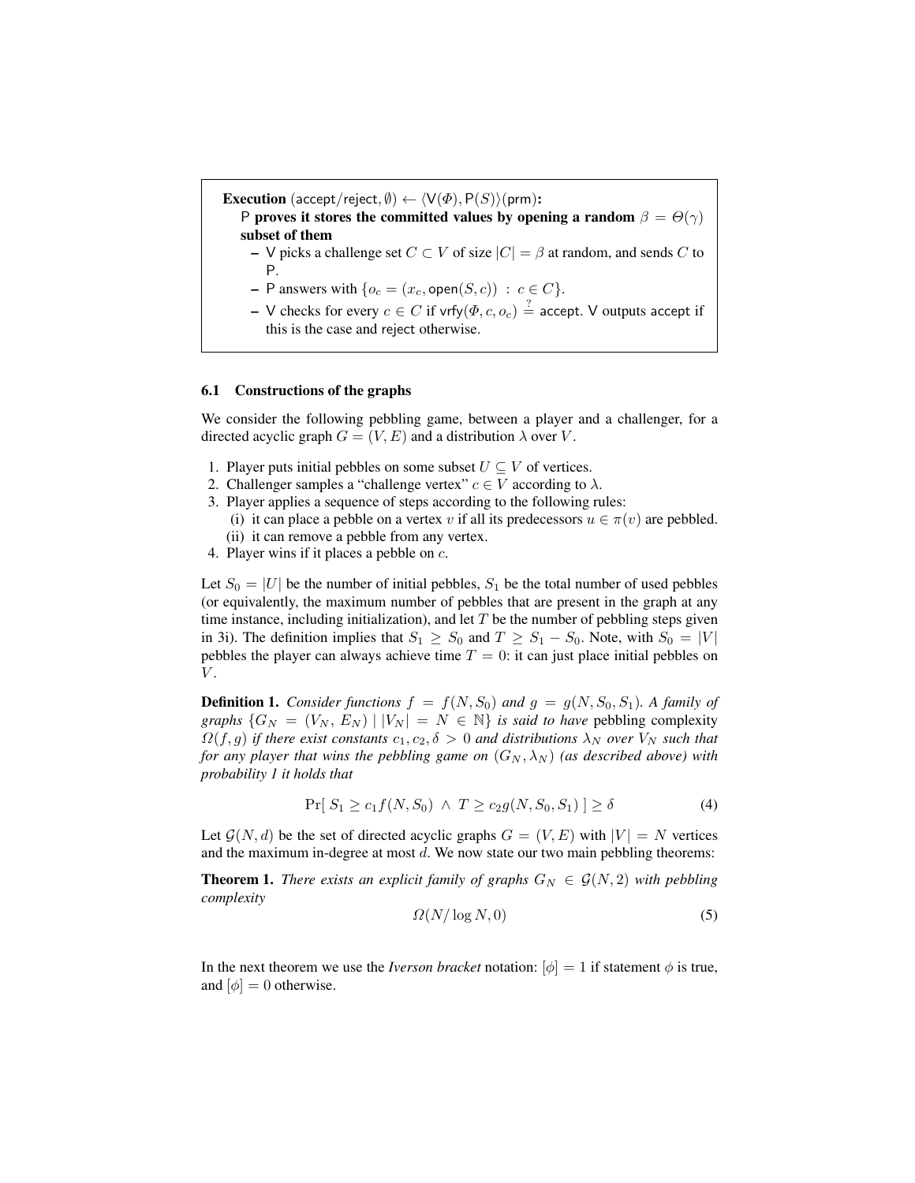**Execution** $(\mathsf{accept/reject}, \emptyset) \leftarrow \langle \mathsf{V}(\Phi), \mathsf{P}(S)\rangle(\mathsf{prm})$**:**

P **proves it stores the committed values by opening a random** $\beta = \Theta(\gamma)$ **subset of them**

- V picks a challenge set $C \subset V$ of size $|C| = \beta$ at random, and sends $C$ to P.
- P answers with $\{o_c = (x_c, \mathsf{open}(S, c)) \ : \ c \in C\}$.
- V checks for every $c \in C$ if $\mathsf{vrfy}(\Phi, c, o_c) \stackrel{?}{=} \mathsf{accept}$. V outputs accept if this is the case and reject otherwise.

### 6.1 Constructions of the graphs

We consider the following pebbling game, between a player and a challenger, for a directed acyclic graph $G = (V, E)$ and a distribution $\lambda$ over $V$.

1. Player puts initial pebbles on some subset $U \subseteq V$ of vertices.
2. Challenger samples a "challenge vertex" $c \in V$ according to $\lambda$.
3. Player applies a sequence of steps according to the following rules:
   (i) it can place a pebble on a vertex $v$ if all its predecessors $u \in \pi(v)$ are pebbled.
   (ii) it can remove a pebble from any vertex.
4. Player wins if it places a pebble on $c$.

Let $S_0 = |U|$ be the number of initial pebbles, $S_1$ be the total number of used pebbles (or equivalently, the maximum number of pebbles that are present in the graph at any time instance, including initialization), and let $T$ be the number of pebbling steps given in 3i). The definition implies that $S_1 \geq S_0$ and $T \geq S_1 - S_0$. Note, with $S_0 = |V|$ pebbles the player can always achieve time $T = 0$: it can just place initial pebbles on $V$.

**Definition 1.** *Consider functions* $f = f(N, S_0)$ *and* $g = g(N, S_0, S_1)$*. A family of graphs* $\{G_N = (V_N, E_N) \mid |V_N| = N \in \mathbb{N}\}$ *is said to have* pebbling complexity $\Omega(f, g)$ *if there exist constants* $c_1, c_2, \delta > 0$ *and distributions* $\lambda_N$ *over* $V_N$ *such that for any player that wins the pebbling game on* $(G_N, \lambda_N)$ *(as described above) with probability 1 it holds that*

$$\Pr[\ S_1 \geq c_1 f(N, S_0) \ \wedge \ T \geq c_2 g(N, S_0, S_1)\ ] \geq \delta \tag{4}$$

Let $\mathcal{G}(N, d)$ be the set of directed acyclic graphs $G = (V, E)$ with $|V| = N$ vertices and the maximum in-degree at most $d$. We now state our two main pebbling theorems:

**Theorem 1.** *There exists an explicit family of graphs* $G_N \in \mathcal{G}(N, 2)$ *with pebbling complexity*

$$\Omega(N/\log N, 0) \tag{5}$$

In the next theorem we use the *Iverson bracket* notation: $[\phi] = 1$ if statement $\phi$ is true, and $[\phi] = 0$ otherwise.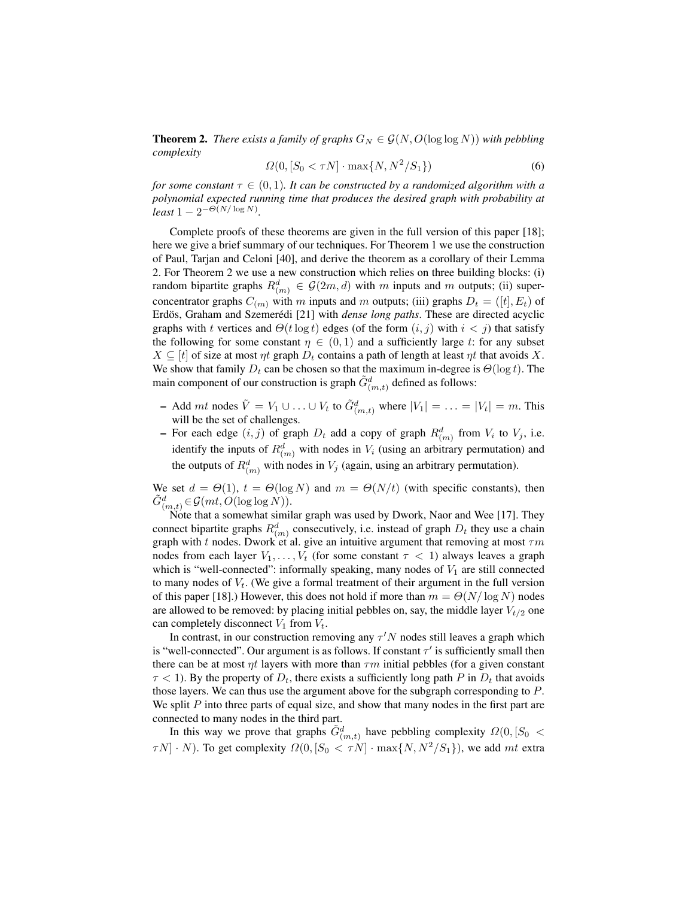**Theorem 2.** *There exists a family of graphs $G_N \in \mathcal{G}(N, O(\log\log N))$ with pebbling complexity*

$$\Omega(0, [S_0 < \tau N] \cdot \max\{N, N^2/S_1\}) \tag{6}$$

*for some constant $\tau \in (0,1)$. It can be constructed by a randomized algorithm with a polynomial expected running time that produces the desired graph with probability at least $1 - 2^{-\Theta(N/\log N)}$.*

Complete proofs of these theorems are given in the full version of this paper [18]; here we give a brief summary of our techniques. For Theorem 1 we use the construction of Paul, Tarjan and Celoni [40], and derive the theorem as a corollary of their Lemma 2. For Theorem 2 we use a new construction which relies on three building blocks: (i) random bipartite graphs $R^d_{(m)} \in \mathcal{G}(2m, d)$ with $m$ inputs and $m$ outputs; (ii) superconcentrator graphs $C_{(m)}$ with $m$ inputs and $m$ outputs; (iii) graphs $D_t = ([t], E_t)$ of Erdös, Graham and Szemerédi [21] with *dense long paths*. These are directed acyclic graphs with $t$ vertices and $\Theta(t \log t)$ edges (of the form $(i,j)$ with $i < j$) that satisfy the following for some constant $\eta \in (0,1)$ and a sufficiently large $t$: for any subset $X \subseteq [t]$ of size at most $\eta t$ graph $D_t$ contains a path of length at least $\eta t$ that avoids $X$. We show that family $D_t$ can be chosen so that the maximum in-degree is $\Theta(\log t)$. The main component of our construction is graph $\tilde{G}^d_{(m,t)}$ defined as follows:

- Add $mt$ nodes $\tilde{V} = V_1 \cup \ldots \cup V_t$ to $\tilde{G}^d_{(m,t)}$ where $|V_1| = \ldots = |V_t| = m$. This will be the set of challenges.
- For each edge $(i,j)$ of graph $D_t$ add a copy of graph $R^d_{(m)}$ from $V_i$ to $V_j$, i.e. identify the inputs of $R^d_{(m)}$ with nodes in $V_i$ (using an arbitrary permutation) and the outputs of $R^d_{(m)}$ with nodes in $V_j$ (again, using an arbitrary permutation).

We set $d = \Theta(1)$, $t = \Theta(\log N)$ and $m = \Theta(N/t)$ (with specific constants), then $\tilde{G}^d_{(m,t)} \in \mathcal{G}(mt, O(\log\log N))$.

Note that a somewhat similar graph was used by Dwork, Naor and Wee [17]. They connect bipartite graphs $R^d_{(m)}$ consecutively, i.e. instead of graph $D_t$ they use a chain graph with $t$ nodes. Dwork et al. give an intuitive argument that removing at most $\tau m$ nodes from each layer $V_1, \ldots, V_t$ (for some constant $\tau < 1$) always leaves a graph which is "well-connected": informally speaking, many nodes of $V_1$ are still connected to many nodes of $V_t$. (We give a formal treatment of their argument in the full version of this paper [18].) However, this does not hold if more than $m = \Theta(N/\log N)$ nodes are allowed to be removed: by placing initial pebbles on, say, the middle layer $V_{t/2}$ one can completely disconnect $V_1$ from $V_t$.

In contrast, in our construction removing any $\tau' N$ nodes still leaves a graph which is "well-connected". Our argument is as follows. If constant $\tau'$ is sufficiently small then there can be at most $\eta t$ layers with more than $\tau m$ initial pebbles (for a given constant $\tau < 1$). By the property of $D_t$, there exists a sufficiently long path $P$ in $D_t$ that avoids those layers. We can thus use the argument above for the subgraph corresponding to $P$. We split $P$ into three parts of equal size, and show that many nodes in the first part are connected to many nodes in the third part.

In this way we prove that graphs $\tilde{G}^d_{(m,t)}$ have pebbling complexity $\Omega(0, [S_0 < \tau N] \cdot N)$. To get complexity $\Omega(0, [S_0 < \tau N] \cdot \max\{N, N^2/S_1\})$, we add $mt$ extra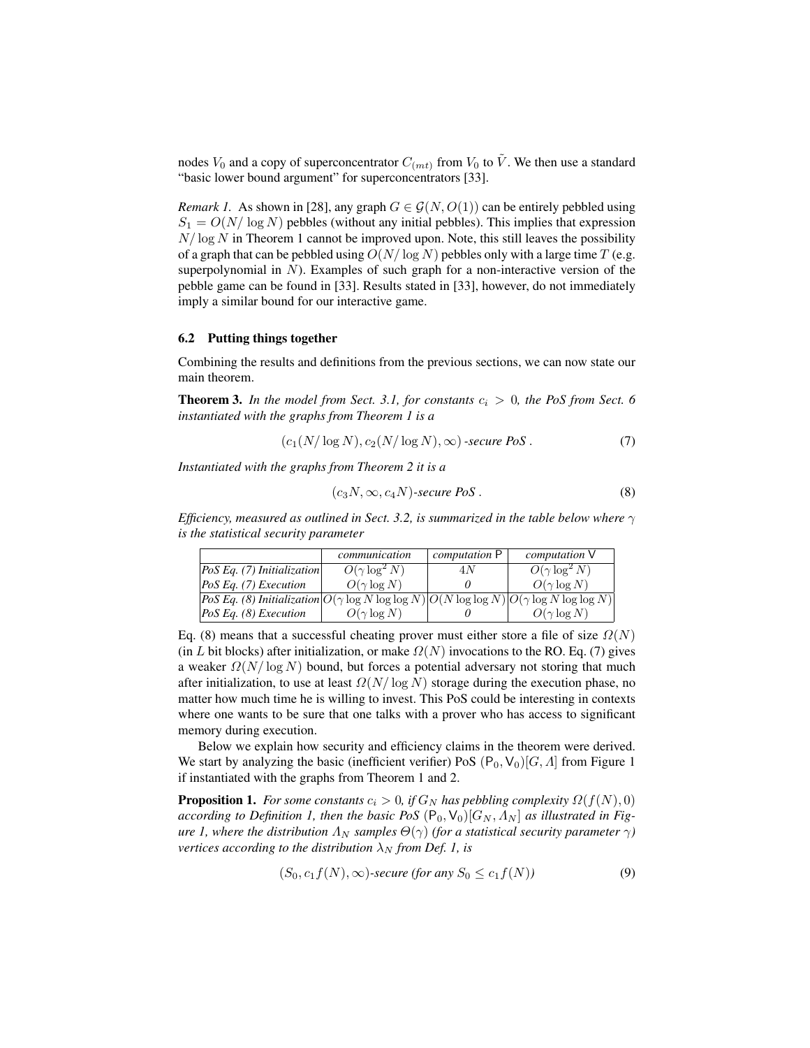nodes $V_0$ and a copy of superconcentrator $C_{(mt)}$ from $V_0$ to $\tilde{V}$. We then use a standard "basic lower bound argument" for superconcentrators [33].

*Remark 1.* As shown in [28], any graph $G \in \mathcal{G}(N, O(1))$ can be entirely pebbled using $S_1 = O(N/\log N)$ pebbles (without any initial pebbles). This implies that expression $N/\log N$ in Theorem 1 cannot be improved upon. Note, this still leaves the possibility of a graph that can be pebbled using $O(N/\log N)$ pebbles only with a large time $T$ (e.g. superpolynomial in $N$). Examples of such graph for a non-interactive version of the pebble game can be found in [33]. Results stated in [33], however, do not immediately imply a similar bound for our interactive game.

### 6.2 Putting things together

Combining the results and definitions from the previous sections, we can now state our main theorem.

**Theorem 3.** *In the model from Sect. 3.1, for constants $c_i > 0$, the PoS from Sect. 6 instantiated with the graphs from Theorem 1 is a*

$$(c_1(N/\log N), c_2(N/\log N), \infty)\text{-secure PoS}. \tag{7}$$

*Instantiated with the graphs from Theorem 2 it is a*

$$(c_3 N, \infty, c_4 N)\text{-secure PoS}. \tag{8}$$

*Efficiency, measured as outlined in Sect. 3.2, is summarized in the table below where $\gamma$ is the statistical security parameter*

| | *communication* | *computation* P | *computation* V |
|---|---|---|---|
| *PoS Eq. (7) Initialization* | $O(\gamma \log^2 N)$ | $4N$ | $O(\gamma \log^2 N)$ |
| *PoS Eq. (7) Execution* | $O(\gamma \log N)$ | *0* | $O(\gamma \log N)$ |
| *PoS Eq. (8) Initialization* | $O(\gamma \log N \log\log N)$ | $O(N \log\log N)$ | $O(\gamma \log N \log\log N)$ |
| *PoS Eq. (8) Execution* | $O(\gamma \log N)$ | *0* | $O(\gamma \log N)$ |

Eq. (8) means that a successful cheating prover must either store a file of size $\Omega(N)$ (in $L$ bit blocks) after initialization, or make $\Omega(N)$ invocations to the RO. Eq. (7) gives a weaker $\Omega(N/\log N)$ bound, but forces a potential adversary not storing that much after initialization, to use at least $\Omega(N/\log N)$ storage during the execution phase, no matter how much time he is willing to invest. This PoS could be interesting in contexts where one wants to be sure that one talks with a prover who has access to significant memory during execution.

Below we explain how security and efficiency claims in the theorem were derived. We start by analyzing the basic (inefficient verifier) PoS $(\mathsf{P}_0, \mathsf{V}_0)[G, \Lambda]$ from Figure 1 if instantiated with the graphs from Theorem 1 and 2.

**Proposition 1.** *For some constants $c_i > 0$, if $G_N$ has pebbling complexity $\Omega(f(N), 0)$ according to Definition 1, then the basic PoS $(\mathsf{P}_0, \mathsf{V}_0)[G_N, \Lambda_N]$ as illustrated in Figure 1, where the distribution $\Lambda_N$ samples $\Theta(\gamma)$ (for a statistical security parameter $\gamma$) vertices according to the distribution $\lambda_N$ from Def. 1, is*

$$(S_0, c_1 f(N), \infty)\text{-secure (for any } S_0 \le c_1 f(N)) \tag{9}$$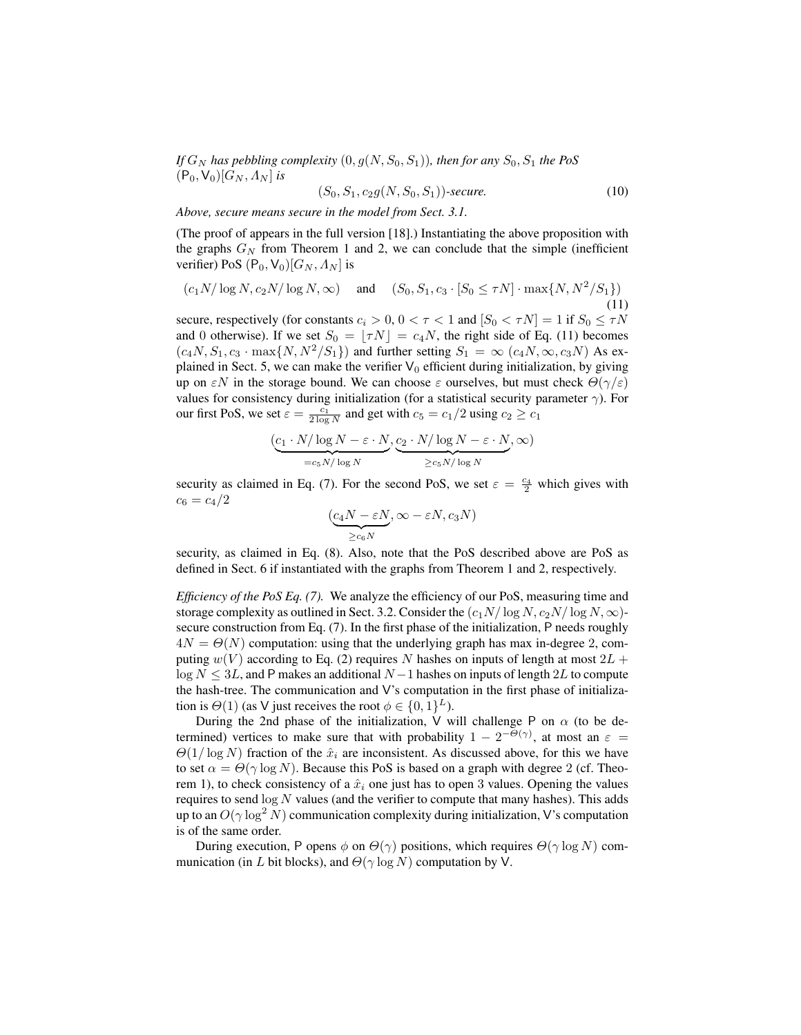*If $G_N$ has pebbling complexity $(0, g(N, S_0, S_1))$, then for any $S_0, S_1$ the PoS $(\mathsf{P}_0, \mathsf{V}_0)[G_N, \Lambda_N]$ is*

$$(S_0, S_1, c_2 g(N, S_0, S_1))\text{-secure.} \tag{10}$$

*Above, secure means secure in the model from Sect. 3.1.*

(The proof of appears in the full version [18].) Instantiating the above proposition with the graphs $G_N$ from Theorem 1 and 2, we can conclude that the simple (inefficient verifier) PoS $(\mathsf{P}_0, \mathsf{V}_0)[G_N, \Lambda_N]$ is

$$(c_1 N/\log N, c_2 N/\log N, \infty) \quad \text{and} \quad (S_0, S_1, c_3 \cdot [S_0 \leq \tau N] \cdot \max\{N, N^2/S_1\}) \tag{11}$$

secure, respectively (for constants $c_i > 0$, $0 < \tau < 1$ and $[S_0 < \tau N] = 1$ if $S_0 \leq \tau N$ and 0 otherwise). If we set $S_0 = \lfloor \tau N \rfloor = c_4 N$, the right side of Eq. (11) becomes $(c_4 N, S_1, c_3 \cdot \max\{N, N^2/S_1\})$ and further setting $S_1 = \infty$ $(c_4 N, \infty, c_3 N)$ As explained in Sect. 5, we can make the verifier $\mathsf{V}_0$ efficient during initialization, by giving up on $\varepsilon N$ in the storage bound. We can choose $\varepsilon$ ourselves, but must check $\Theta(\gamma/\varepsilon)$ values for consistency during initialization (for a statistical security parameter $\gamma$). For our first PoS, we set $\varepsilon = \frac{c_1}{2 \log N}$ and get with $c_5 = c_1/2$ using $c_2 \geq c_1$

$$(\underbrace{c_1 \cdot N/\log N - \varepsilon \cdot N}_{=c_5 N/\log N}, \underbrace{c_2 \cdot N/\log N - \varepsilon \cdot N}_{\geq c_5 N/\log N}, \infty)$$

security as claimed in Eq. (7). For the second PoS, we set $\varepsilon = \frac{c_4}{2}$ which gives with $c_6 = c_4/2$

$$(\underbrace{c_4 N - \varepsilon N}_{\geq c_6 N}, \infty - \varepsilon N, c_3 N)$$

security, as claimed in Eq. (8). Also, note that the PoS described above are PoS as defined in Sect. 6 if instantiated with the graphs from Theorem 1 and 2, respectively.

*Efficiency of the PoS Eq. (7).* We analyze the efficiency of our PoS, measuring time and storage complexity as outlined in Sect. 3.2. Consider the $(c_1 N/\log N, c_2 N/\log N, \infty)$-secure construction from Eq. (7). In the first phase of the initialization, $\mathsf{P}$ needs roughly $4N = \Theta(N)$ computation: using that the underlying graph has max in-degree 2, computing $w(V)$ according to Eq. (2) requires $N$ hashes on inputs of length at most $2L + \log N \leq 3L$, and $\mathsf{P}$ makes an additional $N-1$ hashes on inputs of length $2L$ to compute the hash-tree. The communication and $\mathsf{V}$'s computation in the first phase of initialization is $\Theta(1)$ (as $\mathsf{V}$ just receives the root $\phi \in \{0,1\}^L$).

During the 2nd phase of the initialization, $\mathsf{V}$ will challenge $\mathsf{P}$ on $\alpha$ (to be determined) vertices to make sure that with probability $1 - 2^{-\Theta(\gamma)}$, at most an $\varepsilon = \Theta(1/\log N)$ fraction of the $\hat{x}_i$ are inconsistent. As discussed above, for this we have to set $\alpha = \Theta(\gamma \log N)$. Because this PoS is based on a graph with degree 2 (cf. Theorem 1), to check consistency of a $\hat{x}_i$ one just has to open 3 values. Opening the values requires to send $\log N$ values (and the verifier to compute that many hashes). This adds up to an $O(\gamma \log^2 N)$ communication complexity during initialization, $\mathsf{V}$'s computation is of the same order.

During execution, $\mathsf{P}$ opens $\phi$ on $\Theta(\gamma)$ positions, which requires $\Theta(\gamma \log N)$ communication (in $L$ bit blocks), and $\Theta(\gamma \log N)$ computation by $\mathsf{V}$.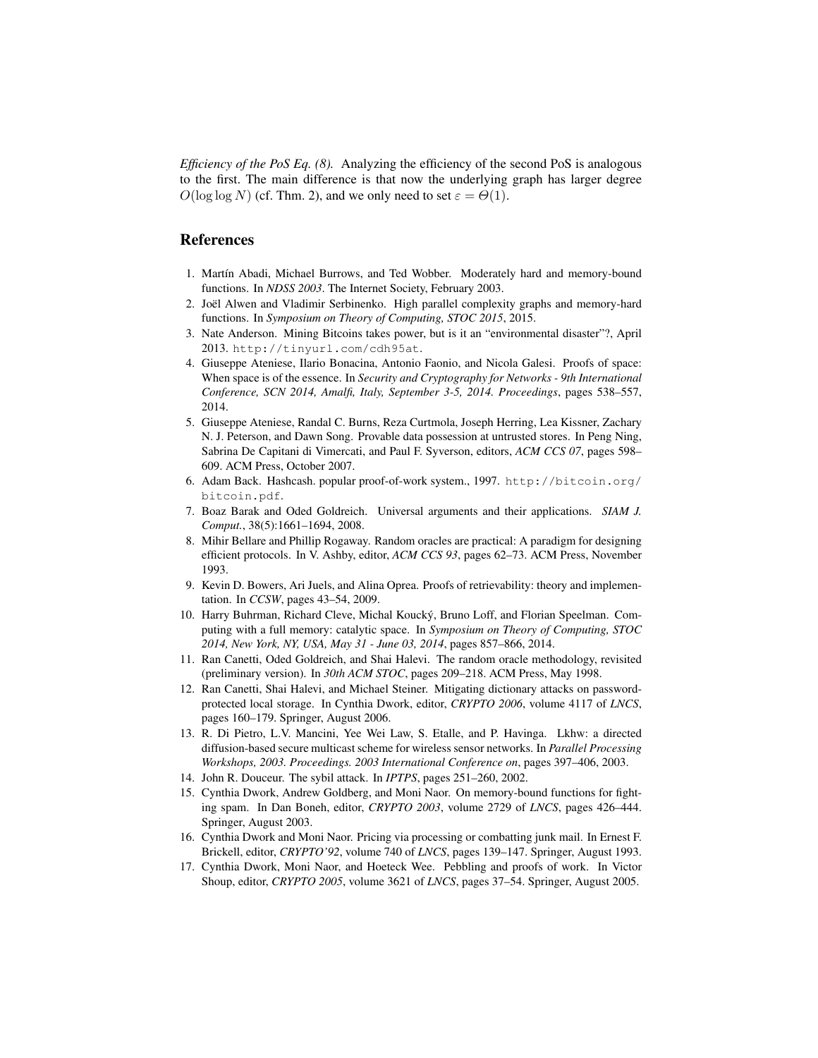*Efficiency of the PoS Eq. (8).* Analyzing the efficiency of the second PoS is analogous to the first. The main difference is that now the underlying graph has larger degree $O(\log \log N)$ (cf. Thm. 2), and we only need to set $\varepsilon = \Theta(1)$.

## References

1. Martín Abadi, Michael Burrows, and Ted Wobber. Moderately hard and memory-bound functions. In *NDSS 2003*. The Internet Society, February 2003.
2. Joël Alwen and Vladimir Serbinenko. High parallel complexity graphs and memory-hard functions. In *Symposium on Theory of Computing, STOC 2015*, 2015.
3. Nate Anderson. Mining Bitcoins takes power, but is it an "environmental disaster"?, April 2013. `http://tinyurl.com/cdh95at`.
4. Giuseppe Ateniese, Ilario Bonacina, Antonio Faonio, and Nicola Galesi. Proofs of space: When space is of the essence. In *Security and Cryptography for Networks - 9th International Conference, SCN 2014, Amalfi, Italy, September 3-5, 2014. Proceedings*, pages 538–557, 2014.
5. Giuseppe Ateniese, Randal C. Burns, Reza Curtmola, Joseph Herring, Lea Kissner, Zachary N. J. Peterson, and Dawn Song. Provable data possession at untrusted stores. In Peng Ning, Sabrina De Capitani di Vimercati, and Paul F. Syverson, editors, *ACM CCS 07*, pages 598–609. ACM Press, October 2007.
6. Adam Back. Hashcash. popular proof-of-work system., 1997. `http://bitcoin.org/bitcoin.pdf`.
7. Boaz Barak and Oded Goldreich. Universal arguments and their applications. *SIAM J. Comput.*, 38(5):1661–1694, 2008.
8. Mihir Bellare and Phillip Rogaway. Random oracles are practical: A paradigm for designing efficient protocols. In V. Ashby, editor, *ACM CCS 93*, pages 62–73. ACM Press, November 1993.
9. Kevin D. Bowers, Ari Juels, and Alina Oprea. Proofs of retrievability: theory and implementation. In *CCSW*, pages 43–54, 2009.
10. Harry Buhrman, Richard Cleve, Michal Koucký, Bruno Loff, and Florian Speelman. Computing with a full memory: catalytic space. In *Symposium on Theory of Computing, STOC 2014, New York, NY, USA, May 31 - June 03, 2014*, pages 857–866, 2014.
11. Ran Canetti, Oded Goldreich, and Shai Halevi. The random oracle methodology, revisited (preliminary version). In *30th ACM STOC*, pages 209–218. ACM Press, May 1998.
12. Ran Canetti, Shai Halevi, and Michael Steiner. Mitigating dictionary attacks on password-protected local storage. In Cynthia Dwork, editor, *CRYPTO 2006*, volume 4117 of *LNCS*, pages 160–179. Springer, August 2006.
13. R. Di Pietro, L.V. Mancini, Yee Wei Law, S. Etalle, and P. Havinga. Lkhw: a directed diffusion-based secure multicast scheme for wireless sensor networks. In *Parallel Processing Workshops, 2003. Proceedings. 2003 International Conference on*, pages 397–406, 2003.
14. John R. Douceur. The sybil attack. In *IPTPS*, pages 251–260, 2002.
15. Cynthia Dwork, Andrew Goldberg, and Moni Naor. On memory-bound functions for fighting spam. In Dan Boneh, editor, *CRYPTO 2003*, volume 2729 of *LNCS*, pages 426–444. Springer, August 2003.
16. Cynthia Dwork and Moni Naor. Pricing via processing or combatting junk mail. In Ernest F. Brickell, editor, *CRYPTO'92*, volume 740 of *LNCS*, pages 139–147. Springer, August 1993.
17. Cynthia Dwork, Moni Naor, and Hoeteck Wee. Pebbling and proofs of work. In Victor Shoup, editor, *CRYPTO 2005*, volume 3621 of *LNCS*, pages 37–54. Springer, August 2005.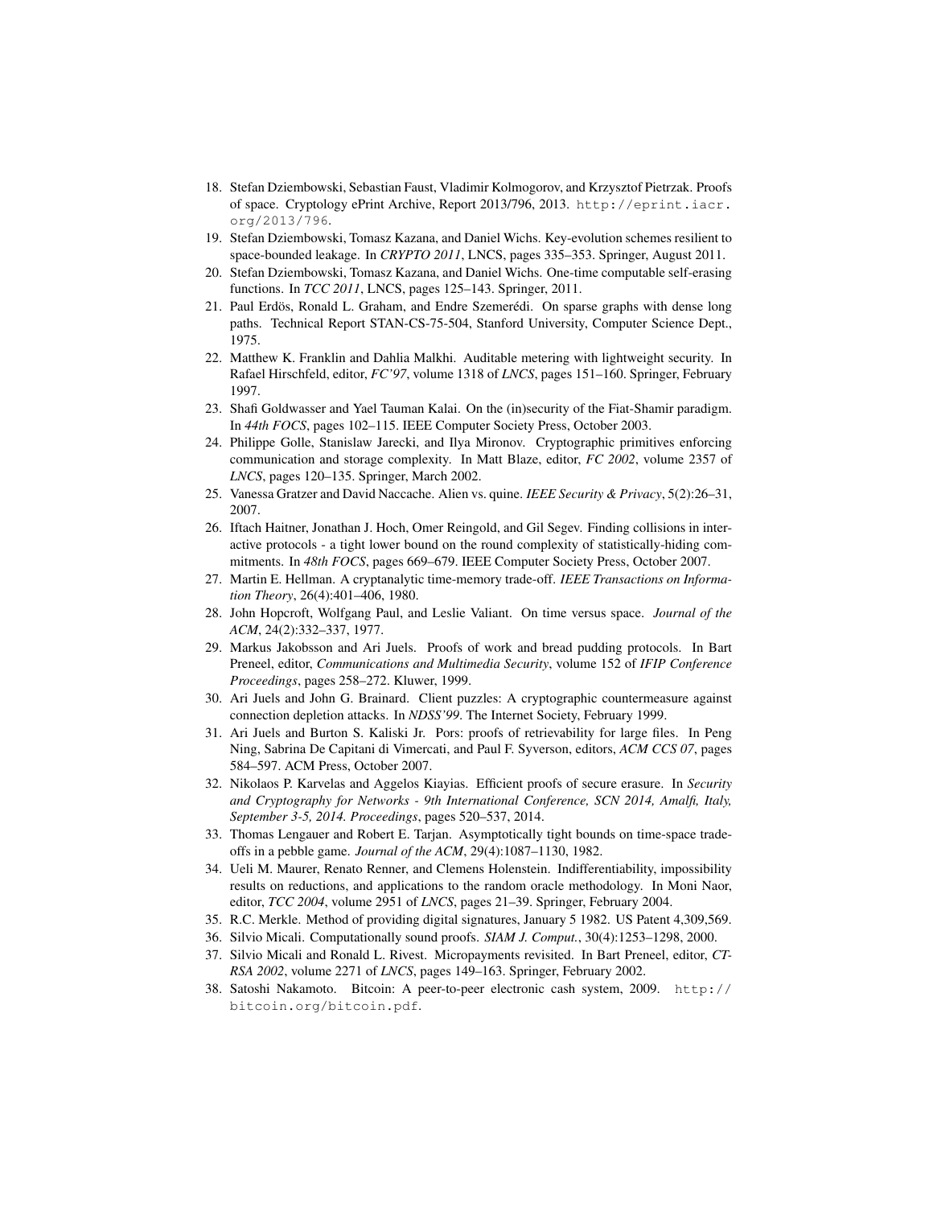18. Stefan Dziembowski, Sebastian Faust, Vladimir Kolmogorov, and Krzysztof Pietrzak. Proofs of space. Cryptology ePrint Archive, Report 2013/796, 2013. http://eprint.iacr.org/2013/796.
19. Stefan Dziembowski, Tomasz Kazana, and Daniel Wichs. Key-evolution schemes resilient to space-bounded leakage. In *CRYPTO 2011*, LNCS, pages 335–353. Springer, August 2011.
20. Stefan Dziembowski, Tomasz Kazana, and Daniel Wichs. One-time computable self-erasing functions. In *TCC 2011*, LNCS, pages 125–143. Springer, 2011.
21. Paul Erdös, Ronald L. Graham, and Endre Szemerédi. On sparse graphs with dense long paths. Technical Report STAN-CS-75-504, Stanford University, Computer Science Dept., 1975.
22. Matthew K. Franklin and Dahlia Malkhi. Auditable metering with lightweight security. In Rafael Hirschfeld, editor, *FC'97*, volume 1318 of *LNCS*, pages 151–160. Springer, February 1997.
23. Shafi Goldwasser and Yael Tauman Kalai. On the (in)security of the Fiat-Shamir paradigm. In *44th FOCS*, pages 102–115. IEEE Computer Society Press, October 2003.
24. Philippe Golle, Stanislaw Jarecki, and Ilya Mironov. Cryptographic primitives enforcing communication and storage complexity. In Matt Blaze, editor, *FC 2002*, volume 2357 of *LNCS*, pages 120–135. Springer, March 2002.
25. Vanessa Gratzer and David Naccache. Alien vs. quine. *IEEE Security & Privacy*, 5(2):26–31, 2007.
26. Iftach Haitner, Jonathan J. Hoch, Omer Reingold, and Gil Segev. Finding collisions in interactive protocols - a tight lower bound on the round complexity of statistically-hiding commitments. In *48th FOCS*, pages 669–679. IEEE Computer Society Press, October 2007.
27. Martin E. Hellman. A cryptanalytic time-memory trade-off. *IEEE Transactions on Information Theory*, 26(4):401–406, 1980.
28. John Hopcroft, Wolfgang Paul, and Leslie Valiant. On time versus space. *Journal of the ACM*, 24(2):332–337, 1977.
29. Markus Jakobsson and Ari Juels. Proofs of work and bread pudding protocols. In Bart Preneel, editor, *Communications and Multimedia Security*, volume 152 of *IFIP Conference Proceedings*, pages 258–272. Kluwer, 1999.
30. Ari Juels and John G. Brainard. Client puzzles: A cryptographic countermeasure against connection depletion attacks. In *NDSS'99*. The Internet Society, February 1999.
31. Ari Juels and Burton S. Kaliski Jr. Pors: proofs of retrievability for large files. In Peng Ning, Sabrina De Capitani di Vimercati, and Paul F. Syverson, editors, *ACM CCS 07*, pages 584–597. ACM Press, October 2007.
32. Nikolaos P. Karvelas and Aggelos Kiayias. Efficient proofs of secure erasure. In *Security and Cryptography for Networks - 9th International Conference, SCN 2014, Amalfi, Italy, September 3-5, 2014. Proceedings*, pages 520–537, 2014.
33. Thomas Lengauer and Robert E. Tarjan. Asymptotically tight bounds on time-space tradeoffs in a pebble game. *Journal of the ACM*, 29(4):1087–1130, 1982.
34. Ueli M. Maurer, Renato Renner, and Clemens Holenstein. Indifferentiability, impossibility results on reductions, and applications to the random oracle methodology. In Moni Naor, editor, *TCC 2004*, volume 2951 of *LNCS*, pages 21–39. Springer, February 2004.
35. R.C. Merkle. Method of providing digital signatures, January 5 1982. US Patent 4,309,569.
36. Silvio Micali. Computationally sound proofs. *SIAM J. Comput.*, 30(4):1253–1298, 2000.
37. Silvio Micali and Ronald L. Rivest. Micropayments revisited. In Bart Preneel, editor, *CT-RSA 2002*, volume 2271 of *LNCS*, pages 149–163. Springer, February 2002.
38. Satoshi Nakamoto. Bitcoin: A peer-to-peer electronic cash system, 2009. http://bitcoin.org/bitcoin.pdf.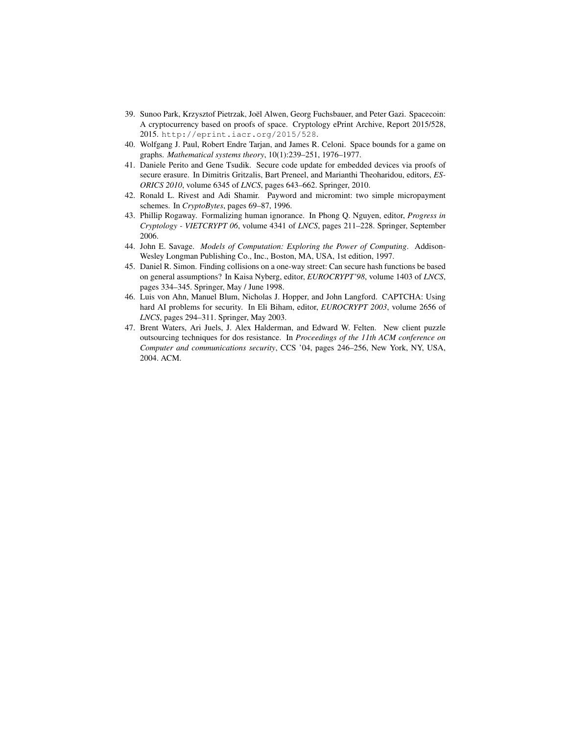39. Sunoo Park, Krzysztof Pietrzak, Joël Alwen, Georg Fuchsbauer, and Peter Gazi. Spacecoin: A cryptocurrency based on proofs of space. Cryptology ePrint Archive, Report 2015/528, 2015. `http://eprint.iacr.org/2015/528`.
40. Wolfgang J. Paul, Robert Endre Tarjan, and James R. Celoni. Space bounds for a game on graphs. *Mathematical systems theory*, 10(1):239–251, 1976–1977.
41. Daniele Perito and Gene Tsudik. Secure code update for embedded devices via proofs of secure erasure. In Dimitris Gritzalis, Bart Preneel, and Marianthi Theoharidou, editors, *ESORICS 2010*, volume 6345 of *LNCS*, pages 643–662. Springer, 2010.
42. Ronald L. Rivest and Adi Shamir. Payword and micromint: two simple micropayment schemes. In *CryptoBytes*, pages 69–87, 1996.
43. Phillip Rogaway. Formalizing human ignorance. In Phong Q. Nguyen, editor, *Progress in Cryptology - VIETCRYPT 06*, volume 4341 of *LNCS*, pages 211–228. Springer, September 2006.
44. John E. Savage. *Models of Computation: Exploring the Power of Computing*. Addison-Wesley Longman Publishing Co., Inc., Boston, MA, USA, 1st edition, 1997.
45. Daniel R. Simon. Finding collisions on a one-way street: Can secure hash functions be based on general assumptions? In Kaisa Nyberg, editor, *EUROCRYPT'98*, volume 1403 of *LNCS*, pages 334–345. Springer, May / June 1998.
46. Luis von Ahn, Manuel Blum, Nicholas J. Hopper, and John Langford. CAPTCHA: Using hard AI problems for security. In Eli Biham, editor, *EUROCRYPT 2003*, volume 2656 of *LNCS*, pages 294–311. Springer, May 2003.
47. Brent Waters, Ari Juels, J. Alex Halderman, and Edward W. Felten. New client puzzle outsourcing techniques for dos resistance. In *Proceedings of the 11th ACM conference on Computer and communications security*, CCS '04, pages 246–256, New York, NY, USA, 2004. ACM.